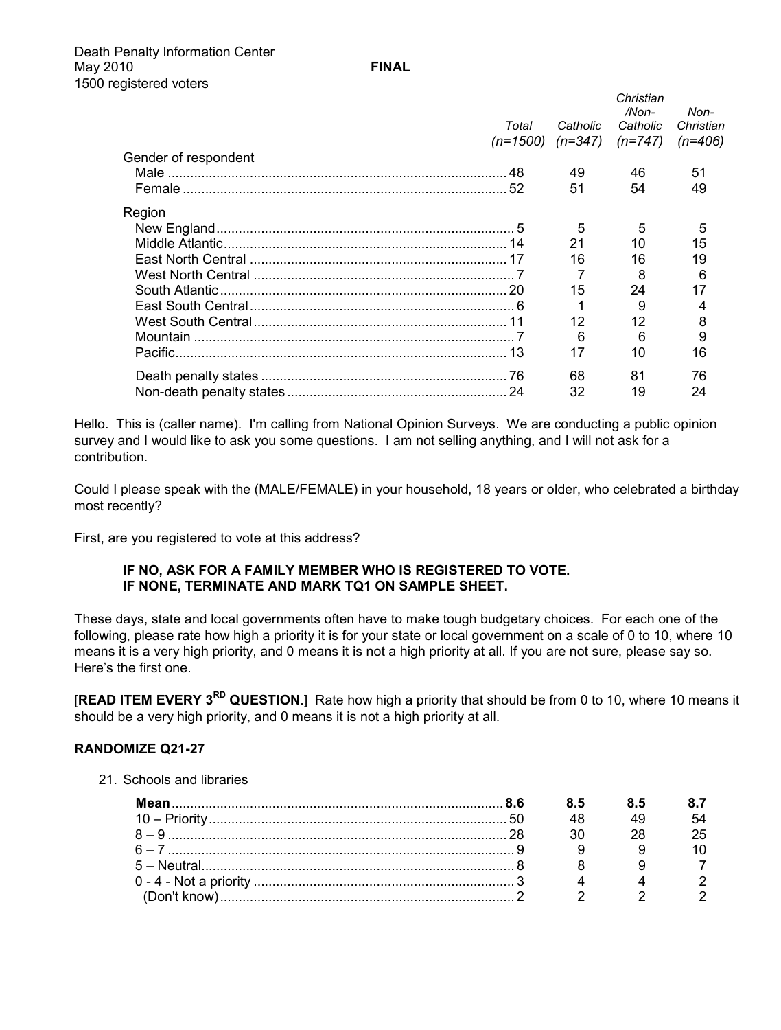Death Penalty Information Center
May 2010 **FINAL**
1500 registered voters

| | Total (n=1500) | Catholic (n=347) | Christian /Non-Catholic (n=747) | Non-Christian (n=406) |
|---|---|---|---|---|
| **Gender of respondent** | | | | |
| Male | 48 | 49 | 46 | 51 |
| Female | 52 | 51 | 54 | 49 |
| **Region** | | | | |
| New England | 5 | 5 | 5 | 5 |
| Middle Atlantic | 14 | 21 | 10 | 15 |
| East North Central | 17 | 16 | 16 | 19 |
| West North Central | 7 | 7 | 8 | 6 |
| South Atlantic | 20 | 15 | 24 | 17 |
| East South Central | 6 | 1 | 9 | 4 |
| West South Central | 11 | 12 | 12 | 8 |
| Mountain | 7 | 6 | 6 | 9 |
| Pacific | 13 | 17 | 10 | 16 |
| Death penalty states | 76 | 68 | 81 | 76 |
| Non-death penalty states | 24 | 32 | 19 | 24 |

Hello. This is (caller name). I'm calling from National Opinion Surveys. We are conducting a public opinion survey and I would like to ask you some questions. I am not selling anything, and I will not ask for a contribution.

Could I please speak with the (MALE/FEMALE) in your household, 18 years or older, who celebrated a birthday most recently?

First, are you registered to vote at this address?

**IF NO, ASK FOR A FAMILY MEMBER WHO IS REGISTERED TO VOTE.**
**IF NONE, TERMINATE AND MARK TQ1 ON SAMPLE SHEET.**

These days, state and local governments often have to make tough budgetary choices. For each one of the following, please rate how high a priority it is for your state or local government on a scale of 0 to 10, where 10 means it is a very high priority, and 0 means it is not a high priority at all. If you are not sure, please say so. Here's the first one.

[**READ ITEM EVERY 3RD QUESTION**.] Rate how high a priority that should be from 0 to 10, where 10 means it should be a very high priority, and 0 means it is not a high priority at all.

**RANDOMIZE Q21-27**

21. Schools and libraries

| | Total | Catholic | Christian /Non-Catholic | Non-Christian |
|---|---|---|---|---|
| **Mean** | **8.6** | **8.5** | **8.5** | **8.7** |
| 10 – Priority | 50 | 48 | 49 | 54 |
| 8 – 9 | 28 | 30 | 28 | 25 |
| 6 – 7 | 9 | 9 | 9 | 10 |
| 5 – Neutral | 8 | 8 | 9 | 7 |
| 0 - 4 - Not a priority | 3 | 4 | 4 | 2 |
| (Don't know) | 2 | 2 | 2 | 2 |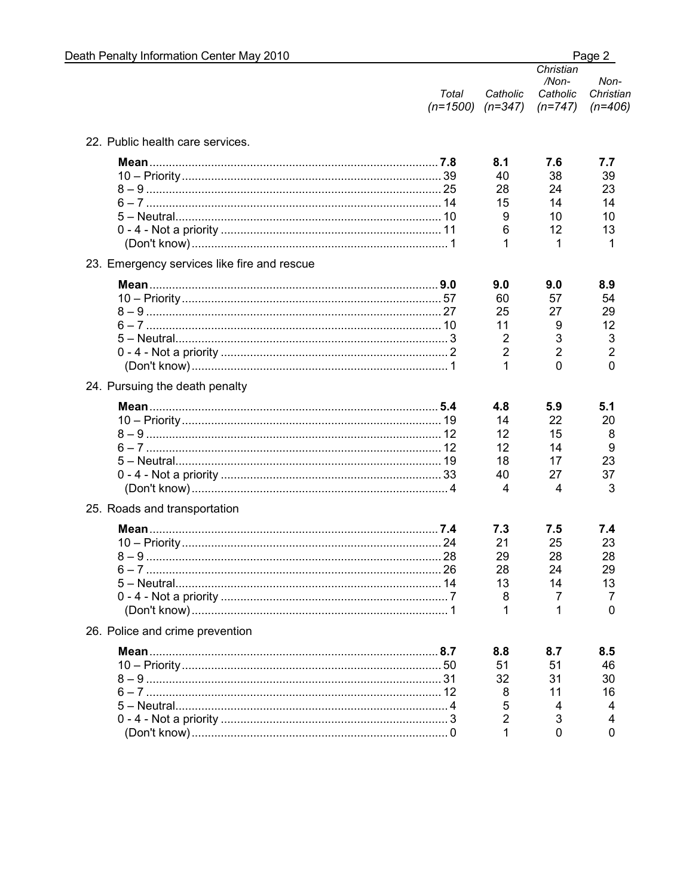| | Total (n=1500) | Catholic (n=347) | Christian /Non-Catholic (n=747) | Non-Christian (n=406) |
|---|---|---|---|---|
| **22. Public health care services.** | | | | |
| **Mean** | **7.8** | **8.1** | **7.6** | **7.7** |
| 10 – Priority | 39 | 40 | 38 | 39 |
| 8 – 9 | 25 | 28 | 24 | 23 |
| 6 – 7 | 14 | 15 | 14 | 14 |
| 5 – Neutral | 10 | 9 | 10 | 10 |
| 0 - 4 - Not a priority | 11 | 6 | 12 | 13 |
| (Don't know) | 1 | 1 | 1 | 1 |
| **23. Emergency services like fire and rescue** | | | | |
| **Mean** | **9.0** | **9.0** | **9.0** | **8.9** |
| 10 – Priority | 57 | 60 | 57 | 54 |
| 8 – 9 | 27 | 25 | 27 | 29 |
| 6 – 7 | 10 | 11 | 9 | 12 |
| 5 – Neutral | 3 | 2 | 3 | 3 |
| 0 - 4 - Not a priority | 2 | 2 | 2 | 2 |
| (Don't know) | 1 | 1 | 0 | 0 |
| **24. Pursuing the death penalty** | | | | |
| **Mean** | **5.4** | **4.8** | **5.9** | **5.1** |
| 10 – Priority | 19 | 14 | 22 | 20 |
| 8 – 9 | 12 | 12 | 15 | 8 |
| 6 – 7 | 12 | 12 | 14 | 9 |
| 5 – Neutral | 19 | 18 | 17 | 23 |
| 0 - 4 - Not a priority | 33 | 40 | 27 | 37 |
| (Don't know) | 4 | 4 | 4 | 3 |
| **25. Roads and transportation** | | | | |
| **Mean** | **7.4** | **7.3** | **7.5** | **7.4** |
| 10 – Priority | 24 | 21 | 25 | 23 |
| 8 – 9 | 28 | 29 | 28 | 28 |
| 6 – 7 | 26 | 28 | 24 | 29 |
| 5 – Neutral | 14 | 13 | 14 | 13 |
| 0 - 4 - Not a priority | 7 | 8 | 7 | 7 |
| (Don't know) | 1 | 1 | 1 | 0 |
| **26. Police and crime prevention** | | | | |
| **Mean** | **8.7** | **8.8** | **8.7** | **8.5** |
| 10 – Priority | 50 | 51 | 51 | 46 |
| 8 – 9 | 31 | 32 | 31 | 30 |
| 6 – 7 | 12 | 8 | 11 | 16 |
| 5 – Neutral | 4 | 5 | 4 | 4 |
| 0 - 4 - Not a priority | 3 | 2 | 3 | 4 |
| (Don't know) | 0 | 1 | 0 | 0 |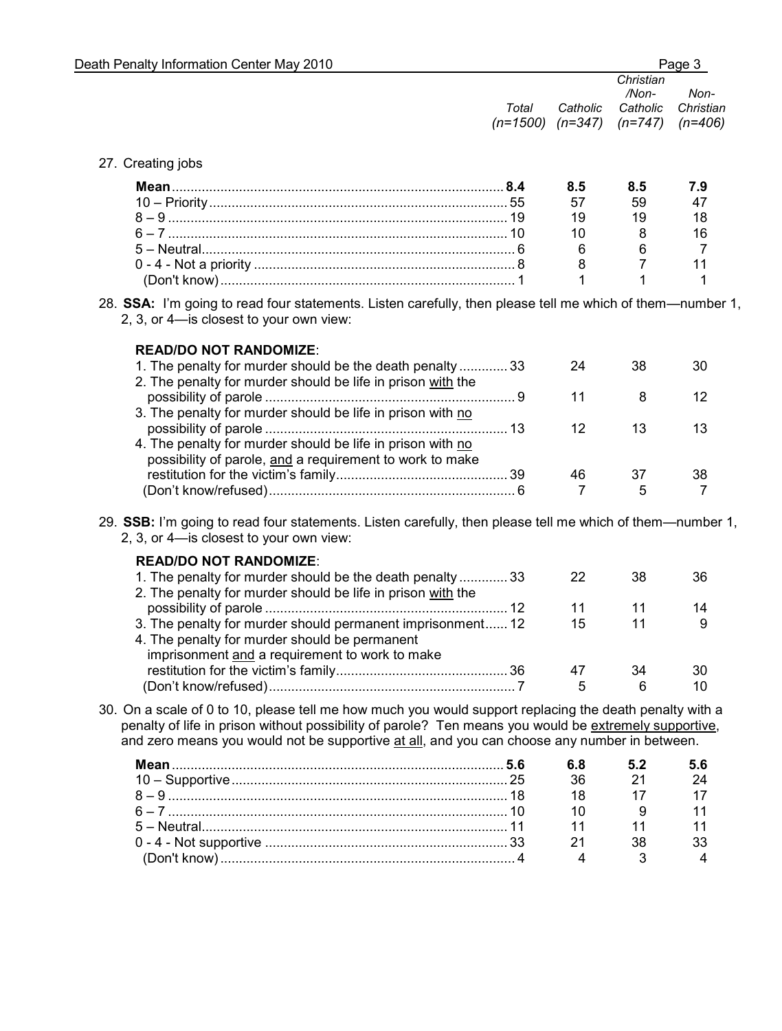| | Total (n=1500) | Catholic (n=347) | Christian/Non-Catholic (n=747) | Non-Christian (n=406) |
|---|---|---|---|---|

27. Creating jobs

| | Total | Catholic | Christian/Non-Catholic | Non-Christian |
|---|---|---|---|---|
| **Mean** | **8.4** | **8.5** | **8.5** | **7.9** |
| 10 – Priority | 55 | 57 | 59 | 47 |
| 8 – 9 | 19 | 19 | 19 | 18 |
| 6 – 7 | 10 | 10 | 8 | 16 |
| 5 – Neutral | 6 | 6 | 6 | 7 |
| 0 - 4 - Not a priority | 8 | 8 | 7 | 11 |
| (Don't know) | 1 | 1 | 1 | 1 |

28. **SSA:** I'm going to read four statements. Listen carefully, then please tell me which of them—number 1, 2, 3, or 4—is closest to your own view:

**READ/DO NOT RANDOMIZE**:

| | Total | Catholic | Christian/Non-Catholic | Non-Christian |
|---|---|---|---|---|
| 1. The penalty for murder should be the death penalty | 33 | 24 | 38 | 30 |
| 2. The penalty for murder should be life in prison with the possibility of parole | 9 | 11 | 8 | 12 |
| 3. The penalty for murder should be life in prison with no possibility of parole | 13 | 12 | 13 | 13 |
| 4. The penalty for murder should be life in prison with no possibility of parole, and a requirement to work to make restitution for the victim's family | 39 | 46 | 37 | 38 |
| (Don't know/refused) | 6 | 7 | 5 | 7 |

29. **SSB:** I'm going to read four statements. Listen carefully, then please tell me which of them—number 1, 2, 3, or 4—is closest to your own view:

**READ/DO NOT RANDOMIZE**:

| | Total | Catholic | Christian/Non-Catholic | Non-Christian |
|---|---|---|---|---|
| 1. The penalty for murder should be the death penalty | 33 | 22 | 38 | 36 |
| 2. The penalty for murder should be life in prison with the possibility of parole | 12 | 11 | 11 | 14 |
| 3. The penalty for murder should permanent imprisonment | 12 | 15 | 11 | 9 |
| 4. The penalty for murder should be permanent imprisonment and a requirement to work to make restitution for the victim's family | 36 | 47 | 34 | 30 |
| (Don't know/refused) | 7 | 5 | 6 | 10 |

30. On a scale of 0 to 10, please tell me how much you would support replacing the death penalty with a penalty of life in prison without possibility of parole? Ten means you would be extremely supportive, and zero means you would not be supportive at all, and you can choose any number in between.

| | Total | Catholic | Christian/Non-Catholic | Non-Christian |
|---|---|---|---|---|
| **Mean** | **5.6** | **6.8** | **5.2** | **5.6** |
| 10 – Supportive | 25 | 36 | 21 | 24 |
| 8 – 9 | 18 | 18 | 17 | 17 |
| 6 – 7 | 10 | 10 | 9 | 11 |
| 5 – Neutral | 11 | 11 | 11 | 11 |
| 0 - 4 - Not supportive | 33 | 21 | 38 | 33 |
| (Don't know) | 4 | 4 | 3 | 4 |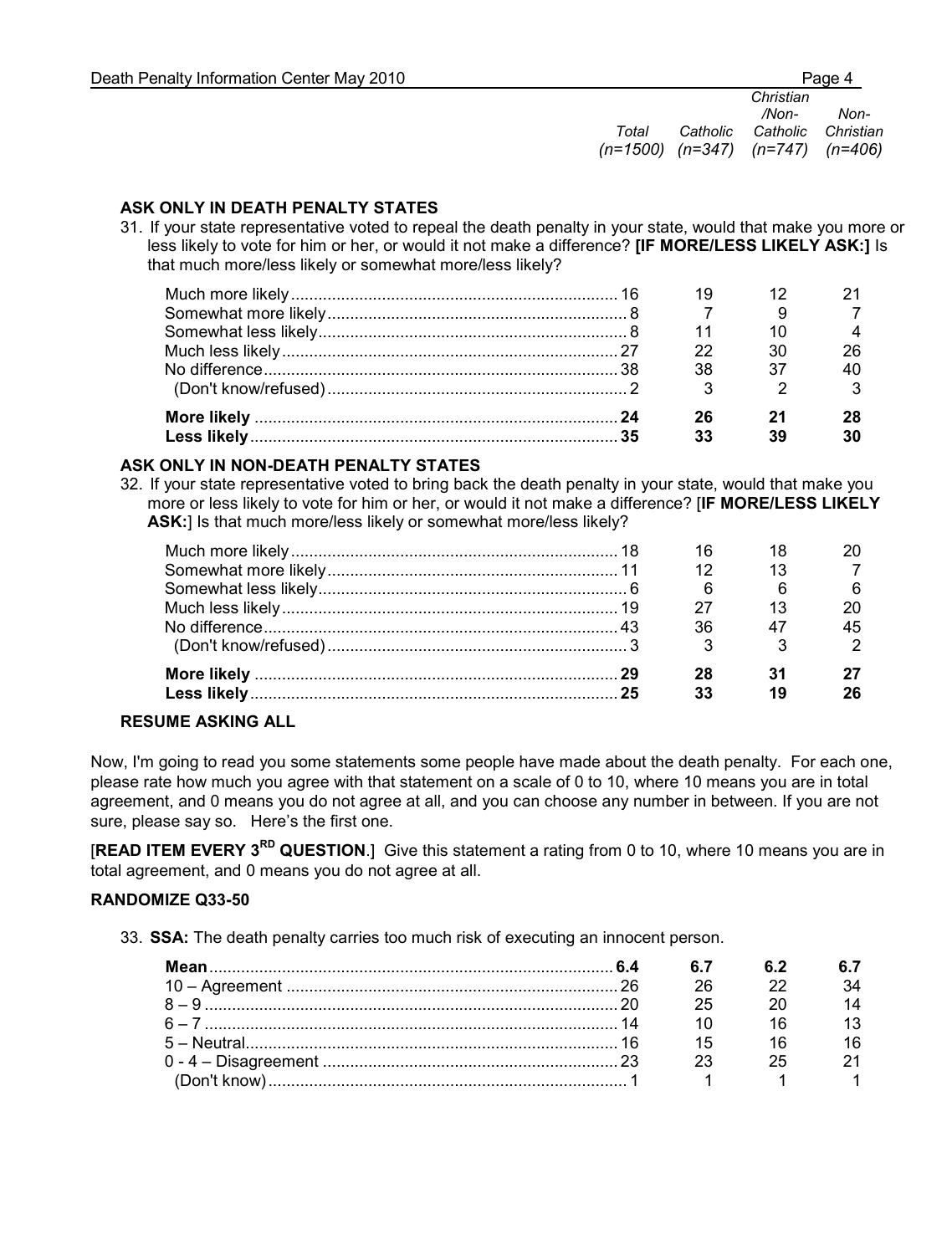**ASK ONLY IN DEATH PENALTY STATES**

31. If your state representative voted to repeal the death penalty in your state, would that make you more or less likely to vote for him or her, or would it not make a difference? **[IF MORE/LESS LIKELY ASK:]** Is that much more/less likely or somewhat more/less likely?

| | *Total (n=1500)* | *Catholic (n=347)* | *Christian /Non-Catholic (n=747)* | *Non-Christian (n=406)* |
|---|---|---|---|---|
| Much more likely | 16 | 19 | 12 | 21 |
| Somewhat more likely | 8 | 7 | 9 | 7 |
| Somewhat less likely | 8 | 11 | 10 | 4 |
| Much less likely | 27 | 22 | 30 | 26 |
| No difference | 38 | 38 | 37 | 40 |
| (Don't know/refused) | 2 | 3 | 2 | 3 |
| **More likely** | **24** | **26** | **21** | **28** |
| **Less likely** | **35** | **33** | **39** | **30** |

**ASK ONLY IN NON-DEATH PENALTY STATES**

32. If your state representative voted to bring back the death penalty in your state, would that make you more or less likely to vote for him or her, or would it not make a difference? [**IF MORE/LESS LIKELY ASK:**] Is that much more/less likely or somewhat more/less likely?

| | *Total (n=1500)* | *Catholic (n=347)* | *Christian /Non-Catholic (n=747)* | *Non-Christian (n=406)* |
|---|---|---|---|---|
| Much more likely | 18 | 16 | 18 | 20 |
| Somewhat more likely | 11 | 12 | 13 | 7 |
| Somewhat less likely | 6 | 6 | 6 | 6 |
| Much less likely | 19 | 27 | 13 | 20 |
| No difference | 43 | 36 | 47 | 45 |
| (Don't know/refused) | 3 | 3 | 3 | 2 |
| **More likely** | **29** | **28** | **31** | **27** |
| **Less likely** | **25** | **33** | **19** | **26** |

**RESUME ASKING ALL**

Now, I'm going to read you some statements some people have made about the death penalty. For each one, please rate how much you agree with that statement on a scale of 0 to 10, where 10 means you are in total agreement, and 0 means you do not agree at all, and you can choose any number in between. If you are not sure, please say so. Here's the first one.

[**READ ITEM EVERY 3RD QUESTION**.] Give this statement a rating from 0 to 10, where 10 means you are in total agreement, and 0 means you do not agree at all.

**RANDOMIZE Q33-50**

33. **SSA:** The death penalty carries too much risk of executing an innocent person.

| | *Total (n=1500)* | *Catholic (n=347)* | *Christian /Non-Catholic (n=747)* | *Non-Christian (n=406)* |
|---|---|---|---|---|
| **Mean** | **6.4** | **6.7** | **6.2** | **6.7** |
| 10 – Agreement | 26 | 26 | 22 | 34 |
| 8 – 9 | 20 | 25 | 20 | 14 |
| 6 – 7 | 14 | 10 | 16 | 13 |
| 5 – Neutral | 16 | 15 | 16 | 16 |
| 0 - 4 – Disagreement | 23 | 23 | 25 | 21 |
| (Don't know) | 1 | 1 | 1 | 1 |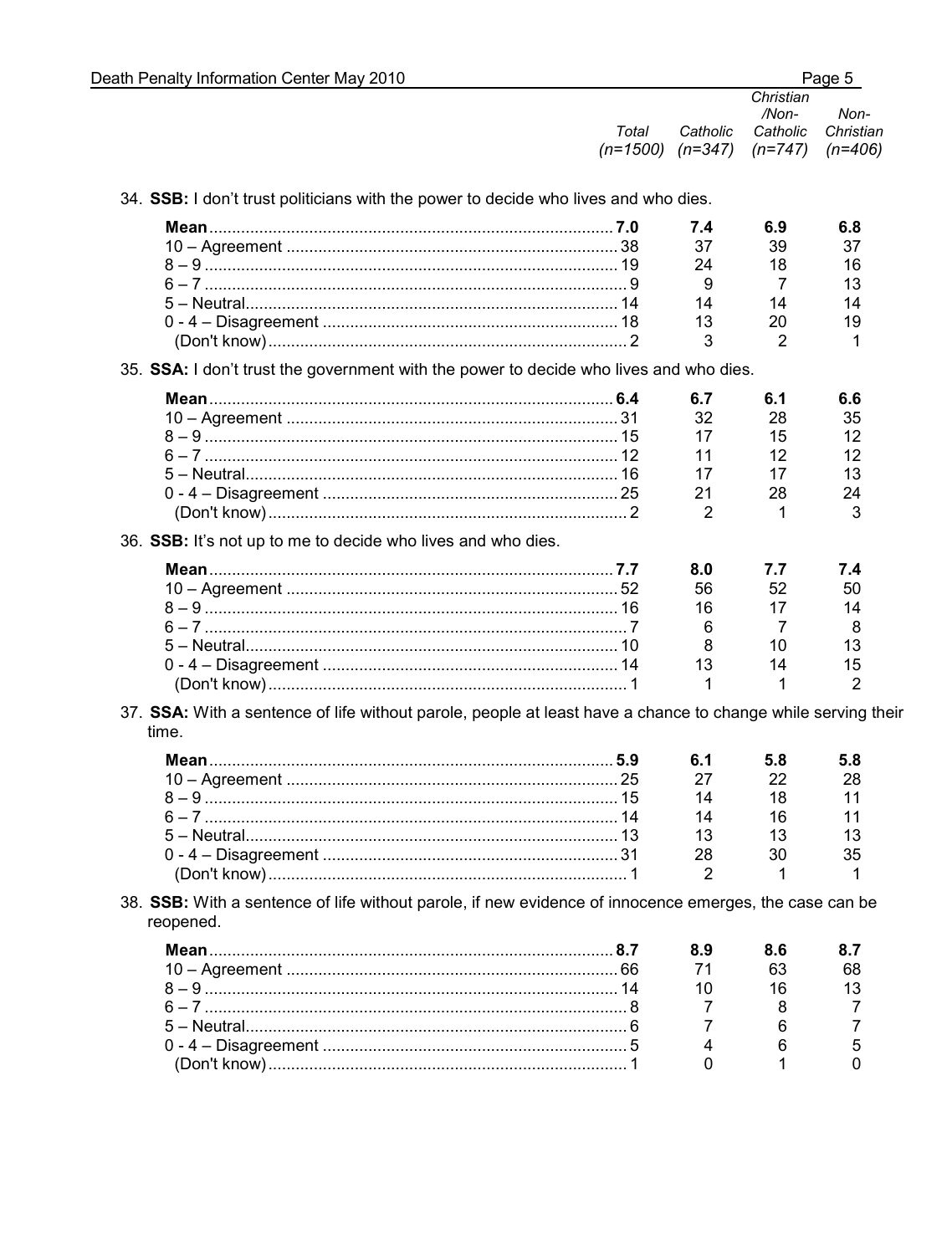34. **SSB:** I don't trust politicians with the power to decide who lives and who dies.

| | Total (n=1500) | Catholic (n=347) | Christian /Non-Catholic (n=747) | Non-Christian (n=406) |
|---|---|---|---|---|
| **Mean** | **7.0** | **7.4** | **6.9** | **6.8** |
| 10 – Agreement | 38 | 37 | 39 | 37 |
| 8 – 9 | 19 | 24 | 18 | 16 |
| 6 – 7 | 9 | 9 | 7 | 13 |
| 5 – Neutral | 14 | 14 | 14 | 14 |
| 0 - 4 – Disagreement | 18 | 13 | 20 | 19 |
| (Don't know) | 2 | 3 | 2 | 1 |

35. **SSA:** I don't trust the government with the power to decide who lives and who dies.

| | Total (n=1500) | Catholic (n=347) | Christian /Non-Catholic (n=747) | Non-Christian (n=406) |
|---|---|---|---|---|
| **Mean** | **6.4** | **6.7** | **6.1** | **6.6** |
| 10 – Agreement | 31 | 32 | 28 | 35 |
| 8 – 9 | 15 | 17 | 15 | 12 |
| 6 – 7 | 12 | 11 | 12 | 12 |
| 5 – Neutral | 16 | 17 | 17 | 13 |
| 0 - 4 – Disagreement | 25 | 21 | 28 | 24 |
| (Don't know) | 2 | 2 | 1 | 3 |

36. **SSB:** It's not up to me to decide who lives and who dies.

| | Total (n=1500) | Catholic (n=347) | Christian /Non-Catholic (n=747) | Non-Christian (n=406) |
|---|---|---|---|---|
| **Mean** | **7.7** | **8.0** | **7.7** | **7.4** |
| 10 – Agreement | 52 | 56 | 52 | 50 |
| 8 – 9 | 16 | 16 | 17 | 14 |
| 6 – 7 | 7 | 6 | 7 | 8 |
| 5 – Neutral | 10 | 8 | 10 | 13 |
| 0 - 4 – Disagreement | 14 | 13 | 14 | 15 |
| (Don't know) | 1 | 1 | 1 | 2 |

37. **SSA:** With a sentence of life without parole, people at least have a chance to change while serving their time.

| | Total (n=1500) | Catholic (n=347) | Christian /Non-Catholic (n=747) | Non-Christian (n=406) |
|---|---|---|---|---|
| **Mean** | **5.9** | **6.1** | **5.8** | **5.8** |
| 10 – Agreement | 25 | 27 | 22 | 28 |
| 8 – 9 | 15 | 14 | 18 | 11 |
| 6 – 7 | 14 | 14 | 16 | 11 |
| 5 – Neutral | 13 | 13 | 13 | 13 |
| 0 - 4 – Disagreement | 31 | 28 | 30 | 35 |
| (Don't know) | 1 | 2 | 1 | 1 |

38. **SSB:** With a sentence of life without parole, if new evidence of innocence emerges, the case can be reopened.

| | Total (n=1500) | Catholic (n=347) | Christian /Non-Catholic (n=747) | Non-Christian (n=406) |
|---|---|---|---|---|
| **Mean** | **8.7** | **8.9** | **8.6** | **8.7** |
| 10 – Agreement | 66 | 71 | 63 | 68 |
| 8 – 9 | 14 | 10 | 16 | 13 |
| 6 – 7 | 8 | 7 | 8 | 7 |
| 5 – Neutral | 6 | 7 | 6 | 7 |
| 0 - 4 – Disagreement | 5 | 4 | 6 | 5 |
| (Don't know) | 1 | 0 | 1 | 0 |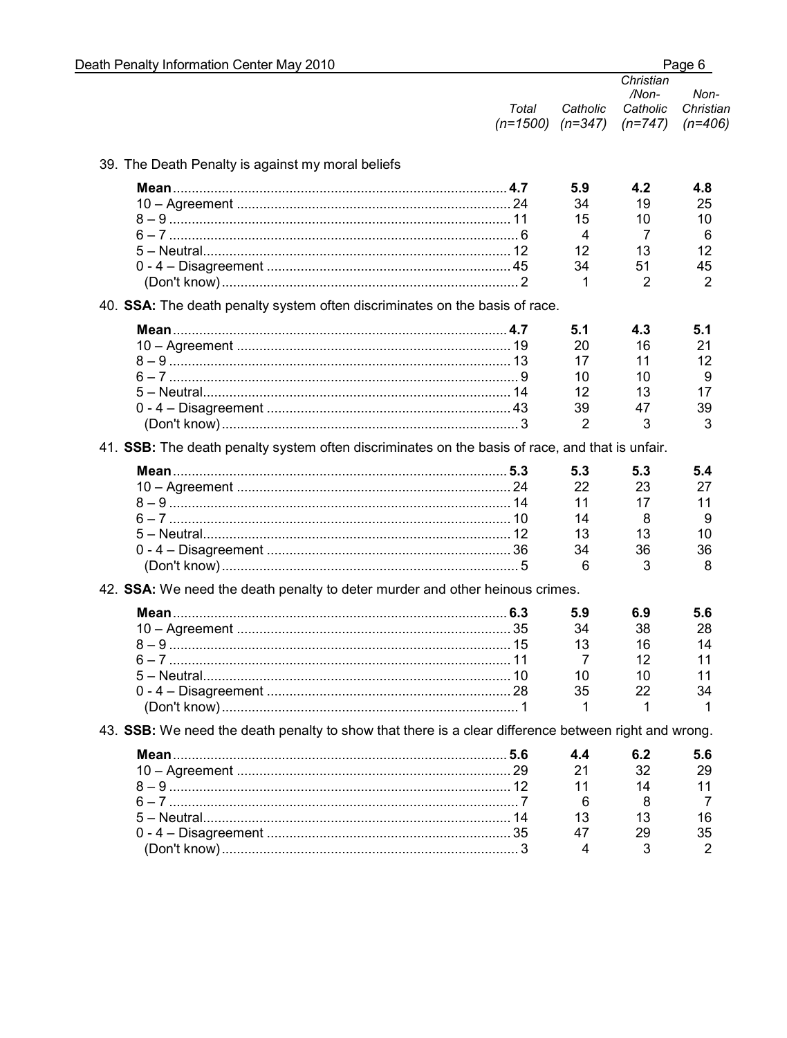| | Total (n=1500) | Catholic (n=347) | Christian /Non-Catholic (n=747) | Non-Christian (n=406) |
|---|---|---|---|---|

39. The Death Penalty is against my moral beliefs

| | Total | Catholic | Christian/Non-Catholic | Non-Christian |
|---|---|---|---|---|
| **Mean** | **4.7** | **5.9** | **4.2** | **4.8** |
| 10 – Agreement | 24 | 34 | 19 | 25 |
| 8 – 9 | 11 | 15 | 10 | 10 |
| 6 – 7 | 6 | 4 | 7 | 6 |
| 5 – Neutral | 12 | 12 | 13 | 12 |
| 0 - 4 – Disagreement | 45 | 34 | 51 | 45 |
| (Don't know) | 2 | 1 | 2 | 2 |

40. **SSA:** The death penalty system often discriminates on the basis of race.

| | Total | Catholic | Christian/Non-Catholic | Non-Christian |
|---|---|---|---|---|
| **Mean** | **4.7** | **5.1** | **4.3** | **5.1** |
| 10 – Agreement | 19 | 20 | 16 | 21 |
| 8 – 9 | 13 | 17 | 11 | 12 |
| 6 – 7 | 9 | 10 | 10 | 9 |
| 5 – Neutral | 14 | 12 | 13 | 17 |
| 0 - 4 – Disagreement | 43 | 39 | 47 | 39 |
| (Don't know) | 3 | 2 | 3 | 3 |

41. **SSB:** The death penalty system often discriminates on the basis of race, and that is unfair.

| | Total | Catholic | Christian/Non-Catholic | Non-Christian |
|---|---|---|---|---|
| **Mean** | **5.3** | **5.3** | **5.3** | **5.4** |
| 10 – Agreement | 24 | 22 | 23 | 27 |
| 8 – 9 | 14 | 11 | 17 | 11 |
| 6 – 7 | 10 | 14 | 8 | 9 |
| 5 – Neutral | 12 | 13 | 13 | 10 |
| 0 - 4 – Disagreement | 36 | 34 | 36 | 36 |
| (Don't know) | 5 | 6 | 3 | 8 |

42. **SSA:** We need the death penalty to deter murder and other heinous crimes.

| | Total | Catholic | Christian/Non-Catholic | Non-Christian |
|---|---|---|---|---|
| **Mean** | **6.3** | **5.9** | **6.9** | **5.6** |
| 10 – Agreement | 35 | 34 | 38 | 28 |
| 8 – 9 | 15 | 13 | 16 | 14 |
| 6 – 7 | 11 | 7 | 12 | 11 |
| 5 – Neutral | 10 | 10 | 10 | 11 |
| 0 - 4 – Disagreement | 28 | 35 | 22 | 34 |
| (Don't know) | 1 | 1 | 1 | 1 |

43. **SSB:** We need the death penalty to show that there is a clear difference between right and wrong.

| | Total | Catholic | Christian/Non-Catholic | Non-Christian |
|---|---|---|---|---|
| **Mean** | **5.6** | **4.4** | **6.2** | **5.6** |
| 10 – Agreement | 29 | 21 | 32 | 29 |
| 8 – 9 | 12 | 11 | 14 | 11 |
| 6 – 7 | 7 | 6 | 8 | 7 |
| 5 – Neutral | 14 | 13 | 13 | 16 |
| 0 - 4 – Disagreement | 35 | 47 | 29 | 35 |
| (Don't know) | 3 | 4 | 3 | 2 |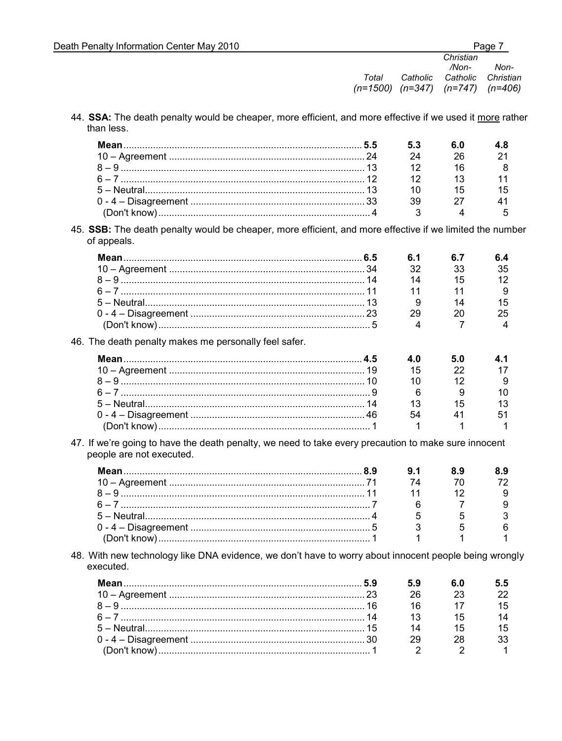44. **SSA:** The death penalty would be cheaper, more efficient, and more effective if we used it <u>more</u> rather than less.

| | Total (n=1500) | Catholic (n=347) | Christian /Non-Catholic (n=747) | Non-Christian (n=406) |
|---|---|---|---|---|
| **Mean** | **5.5** | **5.3** | **6.0** | **4.8** |
| 10 – Agreement | 24 | 24 | 26 | 21 |
| 8 – 9 | 13 | 12 | 16 | 8 |
| 6 – 7 | 12 | 12 | 13 | 11 |
| 5 – Neutral | 13 | 10 | 15 | 15 |
| 0 - 4 – Disagreement | 33 | 39 | 27 | 41 |
| (Don't know) | 4 | 3 | 4 | 5 |

45. **SSB:** The death penalty would be cheaper, more efficient, and more effective if we limited the number of appeals.

| | Total (n=1500) | Catholic (n=347) | Christian /Non-Catholic (n=747) | Non-Christian (n=406) |
|---|---|---|---|---|
| **Mean** | **6.5** | **6.1** | **6.7** | **6.4** |
| 10 – Agreement | 34 | 32 | 33 | 35 |
| 8 – 9 | 14 | 14 | 15 | 12 |
| 6 – 7 | 11 | 11 | 11 | 9 |
| 5 – Neutral | 13 | 9 | 14 | 15 |
| 0 - 4 – Disagreement | 23 | 29 | 20 | 25 |
| (Don't know) | 5 | 4 | 7 | 4 |

46. The death penalty makes me personally feel safer.

| | Total (n=1500) | Catholic (n=347) | Christian /Non-Catholic (n=747) | Non-Christian (n=406) |
|---|---|---|---|---|
| **Mean** | **4.5** | **4.0** | **5.0** | **4.1** |
| 10 – Agreement | 19 | 15 | 22 | 17 |
| 8 – 9 | 10 | 10 | 12 | 9 |
| 6 – 7 | 9 | 6 | 9 | 10 |
| 5 – Neutral | 14 | 13 | 15 | 13 |
| 0 - 4 – Disagreement | 46 | 54 | 41 | 51 |
| (Don't know) | 1 | 1 | 1 | 1 |

47. If we're going to have the death penalty, we need to take every precaution to make sure innocent people are not executed.

| | Total (n=1500) | Catholic (n=347) | Christian /Non-Catholic (n=747) | Non-Christian (n=406) |
|---|---|---|---|---|
| **Mean** | **8.9** | **9.1** | **8.9** | **8.9** |
| 10 – Agreement | 71 | 74 | 70 | 72 |
| 8 – 9 | 11 | 11 | 12 | 9 |
| 6 – 7 | 7 | 6 | 7 | 9 |
| 5 – Neutral | 4 | 5 | 5 | 3 |
| 0 - 4 – Disagreement | 5 | 3 | 5 | 6 |
| (Don't know) | 1 | 1 | 1 | 1 |

48. With new technology like DNA evidence, we don't have to worry about innocent people being wrongly executed.

| | Total (n=1500) | Catholic (n=347) | Christian /Non-Catholic (n=747) | Non-Christian (n=406) |
|---|---|---|---|---|
| **Mean** | **5.9** | **5.9** | **6.0** | **5.5** |
| 10 – Agreement | 23 | 26 | 23 | 22 |
| 8 – 9 | 16 | 16 | 17 | 15 |
| 6 – 7 | 14 | 13 | 15 | 14 |
| 5 – Neutral | 15 | 14 | 15 | 15 |
| 0 - 4 – Disagreement | 30 | 29 | 28 | 33 |
| (Don't know) | 1 | 2 | 2 | 1 |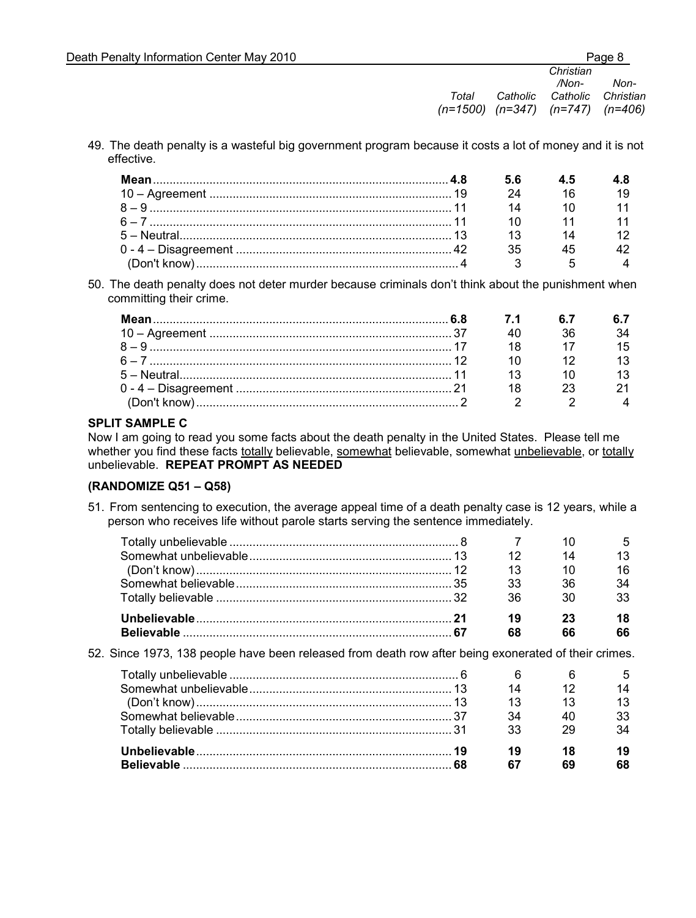49. The death penalty is a wasteful big government program because it costs a lot of money and it is not effective.

| | Total (n=1500) | Catholic (n=347) | Christian /Non-Catholic (n=747) | Non-Christian (n=406) |
|---|---|---|---|---|
| **Mean** | **4.8** | **5.6** | **4.5** | **4.8** |
| 10 – Agreement | 19 | 24 | 16 | 19 |
| 8 – 9 | 11 | 14 | 10 | 11 |
| 6 – 7 | 11 | 10 | 11 | 11 |
| 5 – Neutral | 13 | 13 | 14 | 12 |
| 0 - 4 – Disagreement | 42 | 35 | 45 | 42 |
| (Don't know) | 4 | 3 | 5 | 4 |

50. The death penalty does not deter murder because criminals don't think about the punishment when committing their crime.

| | Total (n=1500) | Catholic (n=347) | Christian /Non-Catholic (n=747) | Non-Christian (n=406) |
|---|---|---|---|---|
| **Mean** | **6.8** | **7.1** | **6.7** | **6.7** |
| 10 – Agreement | 37 | 40 | 36 | 34 |
| 8 – 9 | 17 | 18 | 17 | 15 |
| 6 – 7 | 12 | 10 | 12 | 13 |
| 5 – Neutral | 11 | 13 | 10 | 13 |
| 0 - 4 – Disagreement | 21 | 18 | 23 | 21 |
| (Don't know) | 2 | 2 | 2 | 4 |

**SPLIT SAMPLE C**

Now I am going to read you some facts about the death penalty in the United States. Please tell me whether you find these facts totally believable, somewhat believable, somewhat unbelievable, or totally unbelievable. **REPEAT PROMPT AS NEEDED**

**(RANDOMIZE Q51 – Q58)**

51. From sentencing to execution, the average appeal time of a death penalty case is 12 years, while a person who receives life without parole starts serving the sentence immediately.

| | Total (n=1500) | Catholic (n=347) | Christian /Non-Catholic (n=747) | Non-Christian (n=406) |
|---|---|---|---|---|
| Totally unbelievable | 8 | 7 | 10 | 5 |
| Somewhat unbelievable | 13 | 12 | 14 | 13 |
| (Don't know) | 12 | 13 | 10 | 16 |
| Somewhat believable | 35 | 33 | 36 | 34 |
| Totally believable | 32 | 36 | 30 | 33 |
| **Unbelievable** | **21** | **19** | **23** | **18** |
| **Believable** | **67** | **68** | **66** | **66** |

52. Since 1973, 138 people have been released from death row after being exonerated of their crimes.

| | Total (n=1500) | Catholic (n=347) | Christian /Non-Catholic (n=747) | Non-Christian (n=406) |
|---|---|---|---|---|
| Totally unbelievable | 6 | 6 | 6 | 5 |
| Somewhat unbelievable | 13 | 14 | 12 | 14 |
| (Don't know) | 13 | 13 | 13 | 13 |
| Somewhat believable | 37 | 34 | 40 | 33 |
| Totally believable | 31 | 33 | 29 | 34 |
| **Unbelievable** | **19** | **19** | **18** | **19** |
| **Believable** | **68** | **67** | **69** | **68** |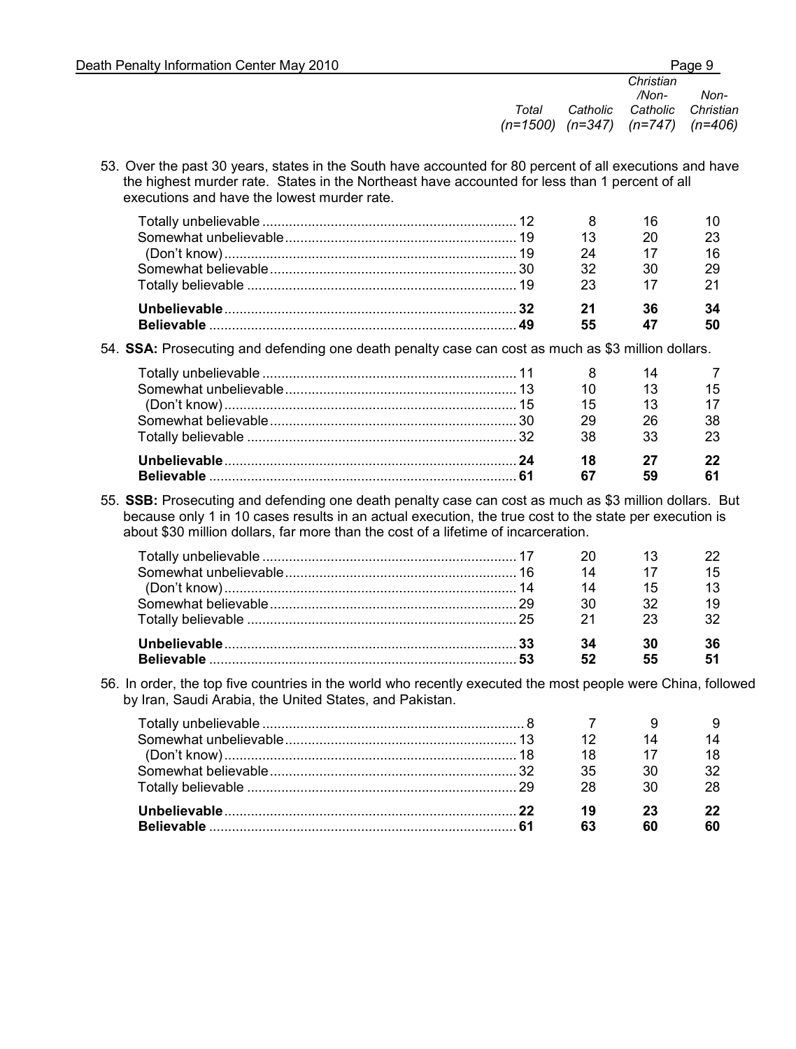53. Over the past 30 years, states in the South have accounted for 80 percent of all executions and have the highest murder rate. States in the Northeast have accounted for less than 1 percent of all executions and have the lowest murder rate.

| | *Total (n=1500)* | *Catholic (n=347)* | *Christian /Non-Catholic (n=747)* | *Non-Christian (n=406)* |
|---|---|---|---|---|
| Totally unbelievable | 12 | 8 | 16 | 10 |
| Somewhat unbelievable | 19 | 13 | 20 | 23 |
| (Don't know) | 19 | 24 | 17 | 16 |
| Somewhat believable | 30 | 32 | 30 | 29 |
| Totally believable | 19 | 23 | 17 | 21 |
| **Unbelievable** | **32** | **21** | **36** | **34** |
| **Believable** | **49** | **55** | **47** | **50** |

54. **SSA:** Prosecuting and defending one death penalty case can cost as much as $3 million dollars.

| | *Total (n=1500)* | *Catholic (n=347)* | *Christian /Non-Catholic (n=747)* | *Non-Christian (n=406)* |
|---|---|---|---|---|
| Totally unbelievable | 11 | 8 | 14 | 7 |
| Somewhat unbelievable | 13 | 10 | 13 | 15 |
| (Don't know) | 15 | 15 | 13 | 17 |
| Somewhat believable | 30 | 29 | 26 | 38 |
| Totally believable | 32 | 38 | 33 | 23 |
| **Unbelievable** | **24** | **18** | **27** | **22** |
| **Believable** | **61** | **67** | **59** | **61** |

55. **SSB:** Prosecuting and defending one death penalty case can cost as much as $3 million dollars. But because only 1 in 10 cases results in an actual execution, the true cost to the state per execution is about $30 million dollars, far more than the cost of a lifetime of incarceration.

| | *Total (n=1500)* | *Catholic (n=347)* | *Christian /Non-Catholic (n=747)* | *Non-Christian (n=406)* |
|---|---|---|---|---|
| Totally unbelievable | 17 | 20 | 13 | 22 |
| Somewhat unbelievable | 16 | 14 | 17 | 15 |
| (Don't know) | 14 | 14 | 15 | 13 |
| Somewhat believable | 29 | 30 | 32 | 19 |
| Totally believable | 25 | 21 | 23 | 32 |
| **Unbelievable** | **33** | **34** | **30** | **36** |
| **Believable** | **53** | **52** | **55** | **51** |

56. In order, the top five countries in the world who recently executed the most people were China, followed by Iran, Saudi Arabia, the United States, and Pakistan.

| | *Total (n=1500)* | *Catholic (n=347)* | *Christian /Non-Catholic (n=747)* | *Non-Christian (n=406)* |
|---|---|---|---|---|
| Totally unbelievable | 8 | 7 | 9 | 9 |
| Somewhat unbelievable | 13 | 12 | 14 | 14 |
| (Don't know) | 18 | 18 | 17 | 18 |
| Somewhat believable | 32 | 35 | 30 | 32 |
| Totally believable | 29 | 28 | 30 | 28 |
| **Unbelievable** | **22** | **19** | **23** | **22** |
| **Believable** | **61** | **63** | **60** | **60** |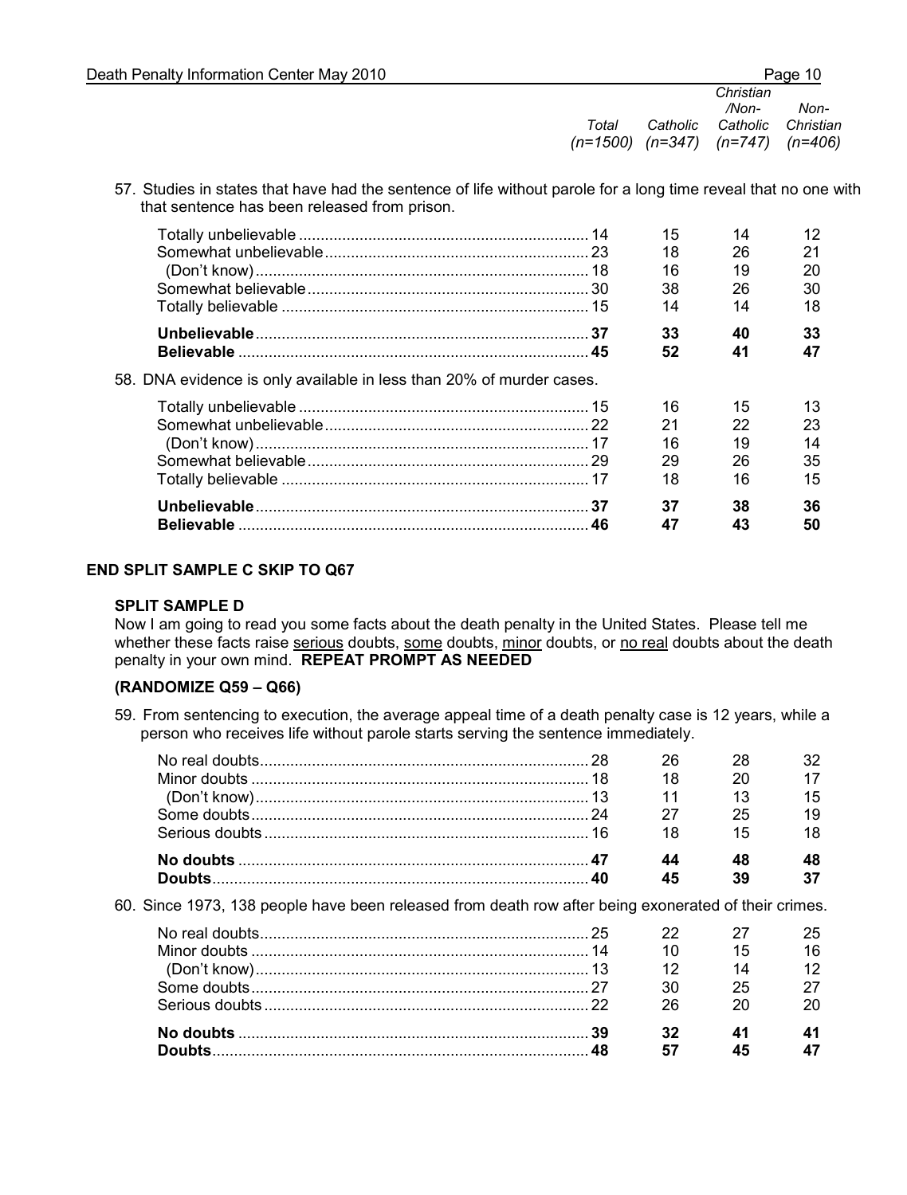57. Studies in states that have had the sentence of life without parole for a long time reveal that no one with that sentence has been released from prison.

| | Total (n=1500) | Catholic (n=347) | Christian/Non-Catholic (n=747) | Non-Christian (n=406) |
|---|---|---|---|---|
| Totally unbelievable | 14 | 15 | 14 | 12 |
| Somewhat unbelievable | 23 | 18 | 26 | 21 |
| (Don't know) | 18 | 16 | 19 | 20 |
| Somewhat believable | 30 | 38 | 26 | 30 |
| Totally believable | 15 | 14 | 14 | 18 |
| **Unbelievable** | **37** | **33** | **40** | **33** |
| **Believable** | **45** | **52** | **41** | **47** |

58. DNA evidence is only available in less than 20% of murder cases.

| | Total (n=1500) | Catholic (n=347) | Christian/Non-Catholic (n=747) | Non-Christian (n=406) |
|---|---|---|---|---|
| Totally unbelievable | 15 | 16 | 15 | 13 |
| Somewhat unbelievable | 22 | 21 | 22 | 23 |
| (Don't know) | 17 | 16 | 19 | 14 |
| Somewhat believable | 29 | 29 | 26 | 35 |
| Totally believable | 17 | 18 | 16 | 15 |
| **Unbelievable** | **37** | **37** | **38** | **36** |
| **Believable** | **46** | **47** | **43** | **50** |

**END SPLIT SAMPLE C SKIP TO Q67**

**SPLIT SAMPLE D**

Now I am going to read you some facts about the death penalty in the United States. Please tell me whether these facts raise serious doubts, some doubts, minor doubts, or no real doubts about the death penalty in your own mind. **REPEAT PROMPT AS NEEDED**

**(RANDOMIZE Q59 – Q66)**

59. From sentencing to execution, the average appeal time of a death penalty case is 12 years, while a person who receives life without parole starts serving the sentence immediately.

| | Total (n=1500) | Catholic (n=347) | Christian/Non-Catholic (n=747) | Non-Christian (n=406) |
|---|---|---|---|---|
| No real doubts | 28 | 26 | 28 | 32 |
| Minor doubts | 18 | 18 | 20 | 17 |
| (Don't know) | 13 | 11 | 13 | 15 |
| Some doubts | 24 | 27 | 25 | 19 |
| Serious doubts | 16 | 18 | 15 | 18 |
| **No doubts** | **47** | **44** | **48** | **48** |
| **Doubts** | **40** | **45** | **39** | **37** |

60. Since 1973, 138 people have been released from death row after being exonerated of their crimes.

| | Total (n=1500) | Catholic (n=347) | Christian/Non-Catholic (n=747) | Non-Christian (n=406) |
|---|---|---|---|---|
| No real doubts | 25 | 22 | 27 | 25 |
| Minor doubts | 14 | 10 | 15 | 16 |
| (Don't know) | 13 | 12 | 14 | 12 |
| Some doubts | 27 | 30 | 25 | 27 |
| Serious doubts | 22 | 26 | 20 | 20 |
| **No doubts** | **39** | **32** | **41** | **41** |
| **Doubts** | **48** | **57** | **45** | **47** |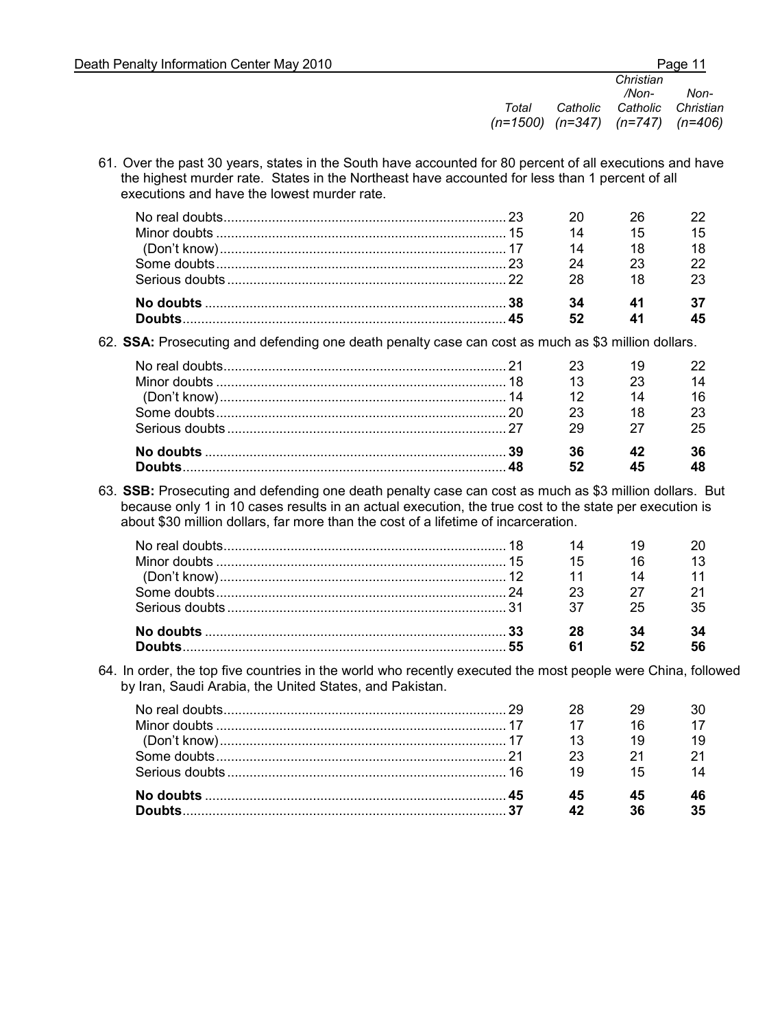61. Over the past 30 years, states in the South have accounted for 80 percent of all executions and have the highest murder rate. States in the Northeast have accounted for less than 1 percent of all executions and have the lowest murder rate.

| | *Total (n=1500)* | *Catholic (n=347)* | *Christian /Non-Catholic (n=747)* | *Non-Christian (n=406)* |
|---|---|---|---|---|
| No real doubts | 23 | 20 | 26 | 22 |
| Minor doubts | 15 | 14 | 15 | 15 |
| (Don't know) | 17 | 14 | 18 | 18 |
| Some doubts | 23 | 24 | 23 | 22 |
| Serious doubts | 22 | 28 | 18 | 23 |
| **No doubts** | **38** | **34** | **41** | **37** |
| **Doubts** | **45** | **52** | **41** | **45** |

62. **SSA:** Prosecuting and defending one death penalty case can cost as much as $3 million dollars.

| | *Total (n=1500)* | *Catholic (n=347)* | *Christian /Non-Catholic (n=747)* | *Non-Christian (n=406)* |
|---|---|---|---|---|
| No real doubts | 21 | 23 | 19 | 22 |
| Minor doubts | 18 | 13 | 23 | 14 |
| (Don't know) | 14 | 12 | 14 | 16 |
| Some doubts | 20 | 23 | 18 | 23 |
| Serious doubts | 27 | 29 | 27 | 25 |
| **No doubts** | **39** | **36** | **42** | **36** |
| **Doubts** | **48** | **52** | **45** | **48** |

63. **SSB:** Prosecuting and defending one death penalty case can cost as much as $3 million dollars. But because only 1 in 10 cases results in an actual execution, the true cost to the state per execution is about $30 million dollars, far more than the cost of a lifetime of incarceration.

| | *Total (n=1500)* | *Catholic (n=347)* | *Christian /Non-Catholic (n=747)* | *Non-Christian (n=406)* |
|---|---|---|---|---|
| No real doubts | 18 | 14 | 19 | 20 |
| Minor doubts | 15 | 15 | 16 | 13 |
| (Don't know) | 12 | 11 | 14 | 11 |
| Some doubts | 24 | 23 | 27 | 21 |
| Serious doubts | 31 | 37 | 25 | 35 |
| **No doubts** | **33** | **28** | **34** | **34** |
| **Doubts** | **55** | **61** | **52** | **56** |

64. In order, the top five countries in the world who recently executed the most people were China, followed by Iran, Saudi Arabia, the United States, and Pakistan.

| | *Total (n=1500)* | *Catholic (n=347)* | *Christian /Non-Catholic (n=747)* | *Non-Christian (n=406)* |
|---|---|---|---|---|
| No real doubts | 29 | 28 | 29 | 30 |
| Minor doubts | 17 | 17 | 16 | 17 |
| (Don't know) | 17 | 13 | 19 | 19 |
| Some doubts | 21 | 23 | 21 | 21 |
| Serious doubts | 16 | 19 | 15 | 14 |
| **No doubts** | **45** | **45** | **45** | **46** |
| **Doubts** | **37** | **42** | **36** | **35** |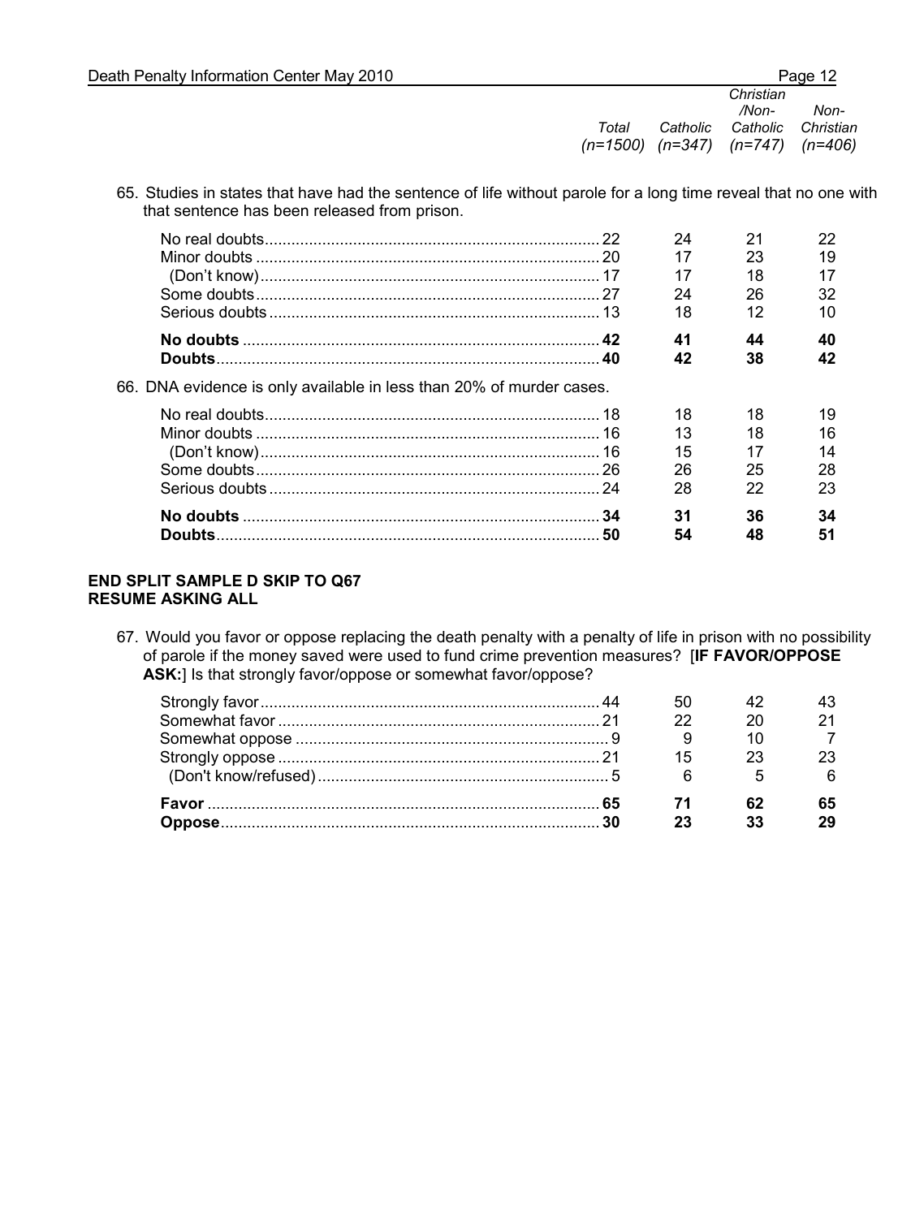65. Studies in states that have had the sentence of life without parole for a long time reveal that no one with that sentence has been released from prison.

| | Total (n=1500) | Catholic (n=347) | Christian /Non-Catholic (n=747) | Non-Christian (n=406) |
|---|---|---|---|---|
| No real doubts | 22 | 24 | 21 | 22 |
| Minor doubts | 20 | 17 | 23 | 19 |
| (Don't know) | 17 | 17 | 18 | 17 |
| Some doubts | 27 | 24 | 26 | 32 |
| Serious doubts | 13 | 18 | 12 | 10 |
| **No doubts** | **42** | **41** | **44** | **40** |
| **Doubts** | **40** | **42** | **38** | **42** |

66. DNA evidence is only available in less than 20% of murder cases.

| | Total (n=1500) | Catholic (n=347) | Christian /Non-Catholic (n=747) | Non-Christian (n=406) |
|---|---|---|---|---|
| No real doubts | 18 | 18 | 18 | 19 |
| Minor doubts | 16 | 13 | 18 | 16 |
| (Don't know) | 16 | 15 | 17 | 14 |
| Some doubts | 26 | 26 | 25 | 28 |
| Serious doubts | 24 | 28 | 22 | 23 |
| **No doubts** | **34** | **31** | **36** | **34** |
| **Doubts** | **50** | **54** | **48** | **51** |

**END SPLIT SAMPLE D SKIP TO Q67**
**RESUME ASKING ALL**

67. Would you favor or oppose replacing the death penalty with a penalty of life in prison with no possibility of parole if the money saved were used to fund crime prevention measures? [**IF FAVOR/OPPOSE ASK:**] Is that strongly favor/oppose or somewhat favor/oppose?

| | Total (n=1500) | Catholic (n=347) | Christian /Non-Catholic (n=747) | Non-Christian (n=406) |
|---|---|---|---|---|
| Strongly favor | 44 | 50 | 42 | 43 |
| Somewhat favor | 21 | 22 | 20 | 21 |
| Somewhat oppose | 9 | 9 | 10 | 7 |
| Strongly oppose | 21 | 15 | 23 | 23 |
| (Don't know/refused) | 5 | 6 | 5 | 6 |
| **Favor** | **65** | **71** | **62** | **65** |
| **Oppose** | **30** | **23** | **33** | **29** |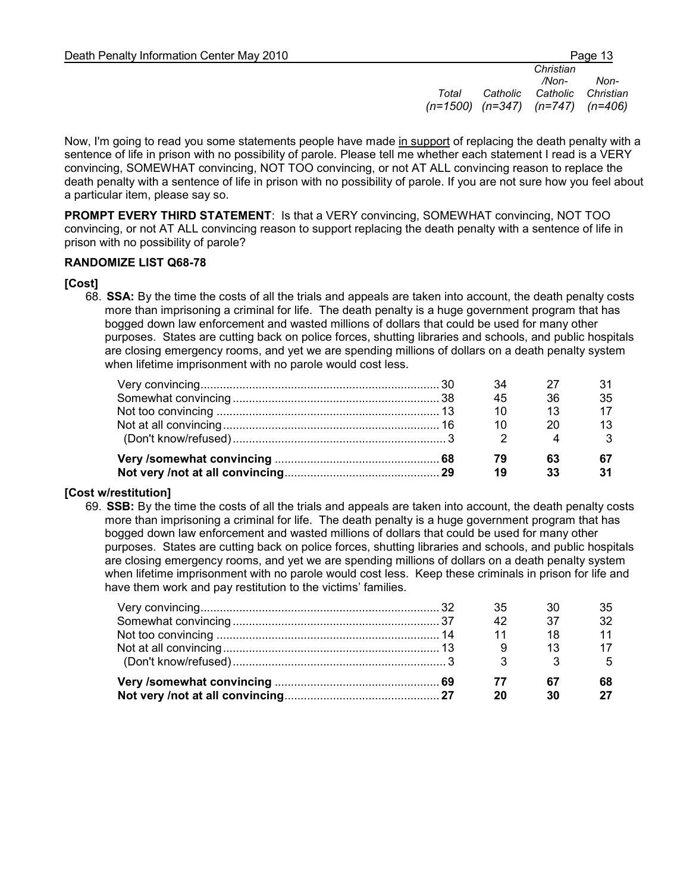Now, I'm going to read you some statements people have made <u>in support</u> of replacing the death penalty with a sentence of life in prison with no possibility of parole. Please tell me whether each statement I read is a VERY convincing, SOMEWHAT convincing, NOT TOO convincing, or not AT ALL convincing reason to replace the death penalty with a sentence of life in prison with no possibility of parole. If you are not sure how you feel about a particular item, please say so.

**PROMPT EVERY THIRD STATEMENT**: Is that a VERY convincing, SOMEWHAT convincing, NOT TOO convincing, or not AT ALL convincing reason to support replacing the death penalty with a sentence of life in prison with no possibility of parole?

**RANDOMIZE LIST Q68-78**

**[Cost]**

68. **SSA:** By the time the costs of all the trials and appeals are taken into account, the death penalty costs more than imprisoning a criminal for life. The death penalty is a huge government program that has bogged down law enforcement and wasted millions of dollars that could be used for many other purposes. States are cutting back on police forces, shutting libraries and schools, and public hospitals are closing emergency rooms, and yet we are spending millions of dollars on a death penalty system when lifetime imprisonment with no parole would cost less.

| | *Total (n=1500)* | *Catholic (n=347)* | *Christian /Non-Catholic (n=747)* | *Non-Christian (n=406)* |
|---|---|---|---|---|
| Very convincing | 30 | 34 | 27 | 31 |
| Somewhat convincing | 38 | 45 | 36 | 35 |
| Not too convincing | 13 | 10 | 13 | 17 |
| Not at all convincing | 16 | 10 | 20 | 13 |
| (Don't know/refused) | 3 | 2 | 4 | 3 |
| **Very /somewhat convincing** | **68** | **79** | **63** | **67** |
| **Not very /not at all convincing** | **29** | **19** | **33** | **31** |

**[Cost w/restitution]**

69. **SSB:** By the time the costs of all the trials and appeals are taken into account, the death penalty costs more than imprisoning a criminal for life. The death penalty is a huge government program that has bogged down law enforcement and wasted millions of dollars that could be used for many other purposes. States are cutting back on police forces, shutting libraries and schools, and public hospitals are closing emergency rooms, and yet we are spending millions of dollars on a death penalty system when lifetime imprisonment with no parole would cost less. Keep these criminals in prison for life and have them work and pay restitution to the victims' families.

| | *Total (n=1500)* | *Catholic (n=347)* | *Christian /Non-Catholic (n=747)* | *Non-Christian (n=406)* |
|---|---|---|---|---|
| Very convincing | 32 | 35 | 30 | 35 |
| Somewhat convincing | 37 | 42 | 37 | 32 |
| Not too convincing | 14 | 11 | 18 | 11 |
| Not at all convincing | 13 | 9 | 13 | 17 |
| (Don't know/refused) | 3 | 3 | 3 | 5 |
| **Very /somewhat convincing** | **69** | **77** | **67** | **68** |
| **Not very /not at all convincing** | **27** | **20** | **30** | **27** |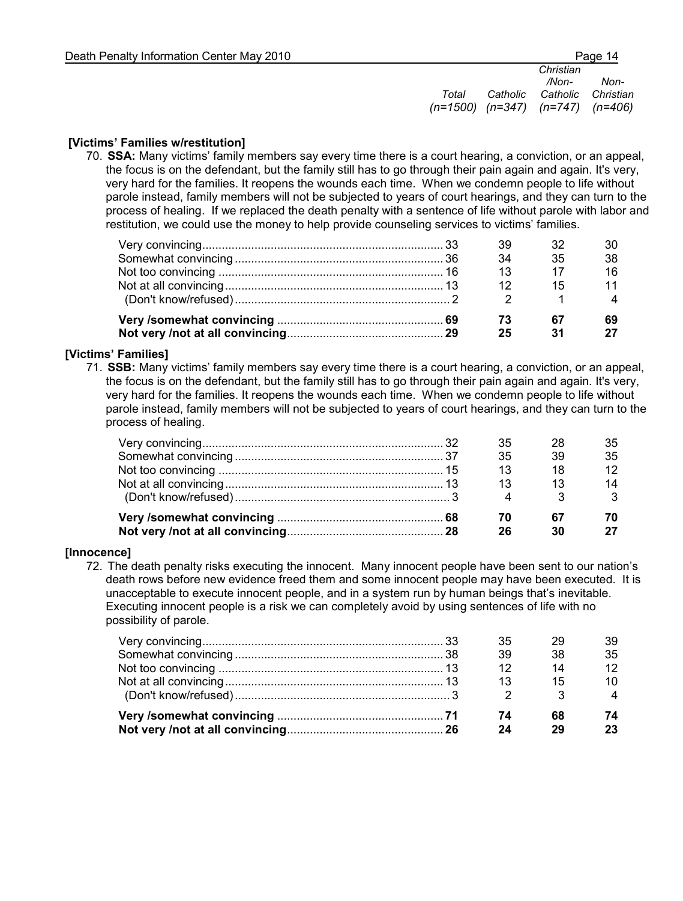**[Victims' Families w/restitution]**

70. **SSA:** Many victims' family members say every time there is a court hearing, a conviction, or an appeal, the focus is on the defendant, but the family still has to go through their pain again and again. It's very, very hard for the families. It reopens the wounds each time. When we condemn people to life without parole instead, family members will not be subjected to years of court hearings, and they can turn to the process of healing. If we replaced the death penalty with a sentence of life without parole with labor and restitution, we could use the money to help provide counseling services to victims' families.

| | *Total (n=1500)* | *Catholic (n=347)* | *Christian /Non-Catholic (n=747)* | *Non-Christian (n=406)* |
|---|---|---|---|---|
| Very convincing | 33 | 39 | 32 | 30 |
| Somewhat convincing | 36 | 34 | 35 | 38 |
| Not too convincing | 16 | 13 | 17 | 16 |
| Not at all convincing | 13 | 12 | 15 | 11 |
| (Don't know/refused) | 2 | 2 | 1 | 4 |
| **Very /somewhat convincing** | **69** | **73** | **67** | **69** |
| **Not very /not at all convincing** | **29** | **25** | **31** | **27** |

**[Victims' Families]**

71. **SSB:** Many victims' family members say every time there is a court hearing, a conviction, or an appeal, the focus is on the defendant, but the family still has to go through their pain again and again. It's very, very hard for the families. It reopens the wounds each time. When we condemn people to life without parole instead, family members will not be subjected to years of court hearings, and they can turn to the process of healing.

| | *Total (n=1500)* | *Catholic (n=347)* | *Christian /Non-Catholic (n=747)* | *Non-Christian (n=406)* |
|---|---|---|---|---|
| Very convincing | 32 | 35 | 28 | 35 |
| Somewhat convincing | 37 | 35 | 39 | 35 |
| Not too convincing | 15 | 13 | 18 | 12 |
| Not at all convincing | 13 | 13 | 13 | 14 |
| (Don't know/refused) | 3 | 4 | 3 | 3 |
| **Very /somewhat convincing** | **68** | **70** | **67** | **70** |
| **Not very /not at all convincing** | **28** | **26** | **30** | **27** |

**[Innocence]**

72. The death penalty risks executing the innocent. Many innocent people have been sent to our nation's death rows before new evidence freed them and some innocent people may have been executed. It is unacceptable to execute innocent people, and in a system run by human beings that's inevitable. Executing innocent people is a risk we can completely avoid by using sentences of life with no possibility of parole.

| | *Total (n=1500)* | *Catholic (n=347)* | *Christian /Non-Catholic (n=747)* | *Non-Christian (n=406)* |
|---|---|---|---|---|
| Very convincing | 33 | 35 | 29 | 39 |
| Somewhat convincing | 38 | 39 | 38 | 35 |
| Not too convincing | 13 | 12 | 14 | 12 |
| Not at all convincing | 13 | 13 | 15 | 10 |
| (Don't know/refused) | 3 | 2 | 3 | 4 |
| **Very /somewhat convincing** | **71** | **74** | **68** | **74** |
| **Not very /not at all convincing** | **26** | **24** | **29** | **23** |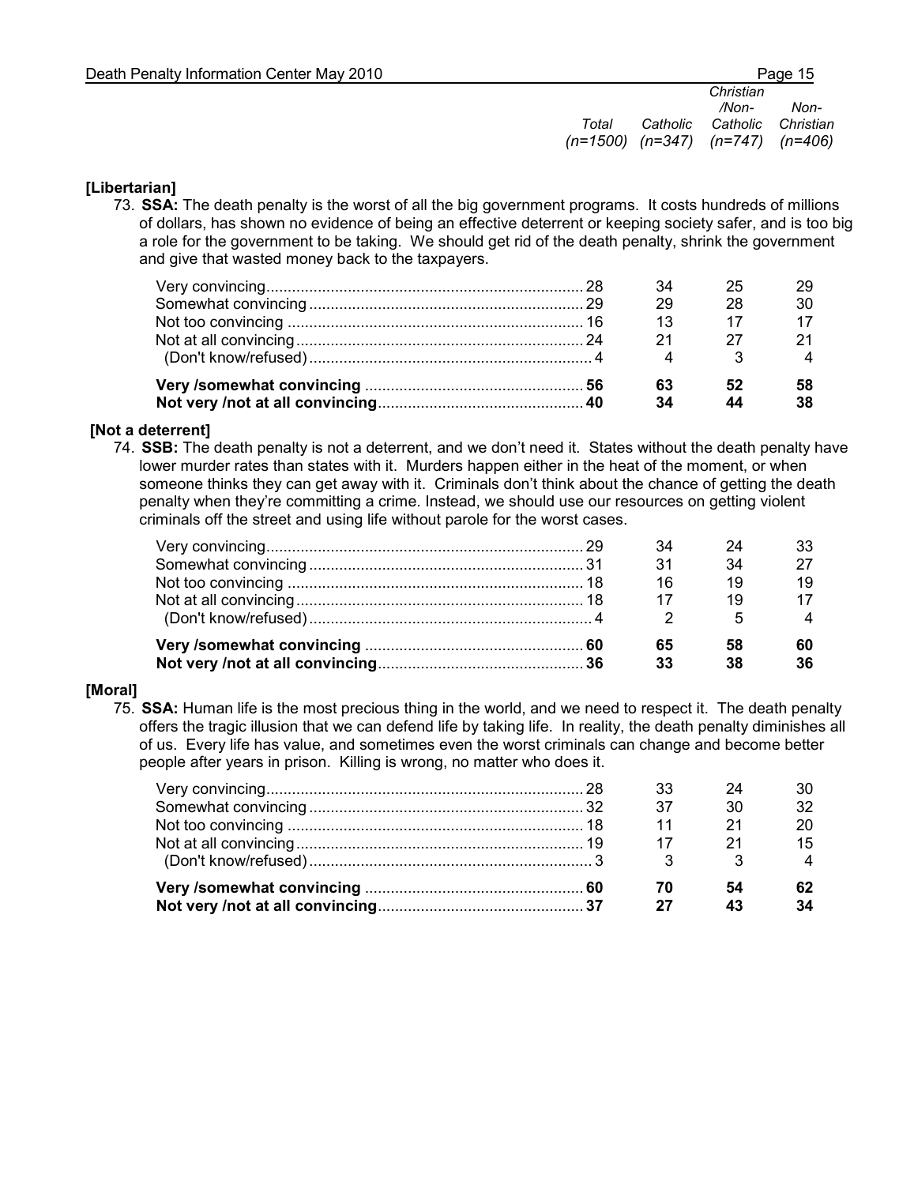**[Libertarian]**

73. **SSA:** The death penalty is the worst of all the big government programs. It costs hundreds of millions of dollars, has shown no evidence of being an effective deterrent or keeping society safer, and is too big a role for the government to be taking. We should get rid of the death penalty, shrink the government and give that wasted money back to the taxpayers.

| | Total (n=1500) | Catholic (n=347) | Christian /Non-Catholic (n=747) | Non-Christian (n=406) |
|---|---|---|---|---|
| Very convincing | 28 | 34 | 25 | 29 |
| Somewhat convincing | 29 | 29 | 28 | 30 |
| Not too convincing | 16 | 13 | 17 | 17 |
| Not at all convincing | 24 | 21 | 27 | 21 |
| (Don't know/refused) | 4 | 4 | 3 | 4 |
| **Very /somewhat convincing** | **56** | **63** | **52** | **58** |
| **Not very /not at all convincing** | **40** | **34** | **44** | **38** |

**[Not a deterrent]**

74. **SSB:** The death penalty is not a deterrent, and we don't need it. States without the death penalty have lower murder rates than states with it. Murders happen either in the heat of the moment, or when someone thinks they can get away with it. Criminals don't think about the chance of getting the death penalty when they're committing a crime. Instead, we should use our resources on getting violent criminals off the street and using life without parole for the worst cases.

| | Total (n=1500) | Catholic (n=347) | Christian /Non-Catholic (n=747) | Non-Christian (n=406) |
|---|---|---|---|---|
| Very convincing | 29 | 34 | 24 | 33 |
| Somewhat convincing | 31 | 31 | 34 | 27 |
| Not too convincing | 18 | 16 | 19 | 19 |
| Not at all convincing | 18 | 17 | 19 | 17 |
| (Don't know/refused) | 4 | 2 | 5 | 4 |
| **Very /somewhat convincing** | **60** | **65** | **58** | **60** |
| **Not very /not at all convincing** | **36** | **33** | **38** | **36** |

**[Moral]**

75. **SSA:** Human life is the most precious thing in the world, and we need to respect it. The death penalty offers the tragic illusion that we can defend life by taking life. In reality, the death penalty diminishes all of us. Every life has value, and sometimes even the worst criminals can change and become better people after years in prison. Killing is wrong, no matter who does it.

| | Total (n=1500) | Catholic (n=347) | Christian /Non-Catholic (n=747) | Non-Christian (n=406) |
|---|---|---|---|---|
| Very convincing | 28 | 33 | 24 | 30 |
| Somewhat convincing | 32 | 37 | 30 | 32 |
| Not too convincing | 18 | 11 | 21 | 20 |
| Not at all convincing | 19 | 17 | 21 | 15 |
| (Don't know/refused) | 3 | 3 | 3 | 4 |
| **Very /somewhat convincing** | **60** | **70** | **54** | **62** |
| **Not very /not at all convincing** | **37** | **27** | **43** | **34** |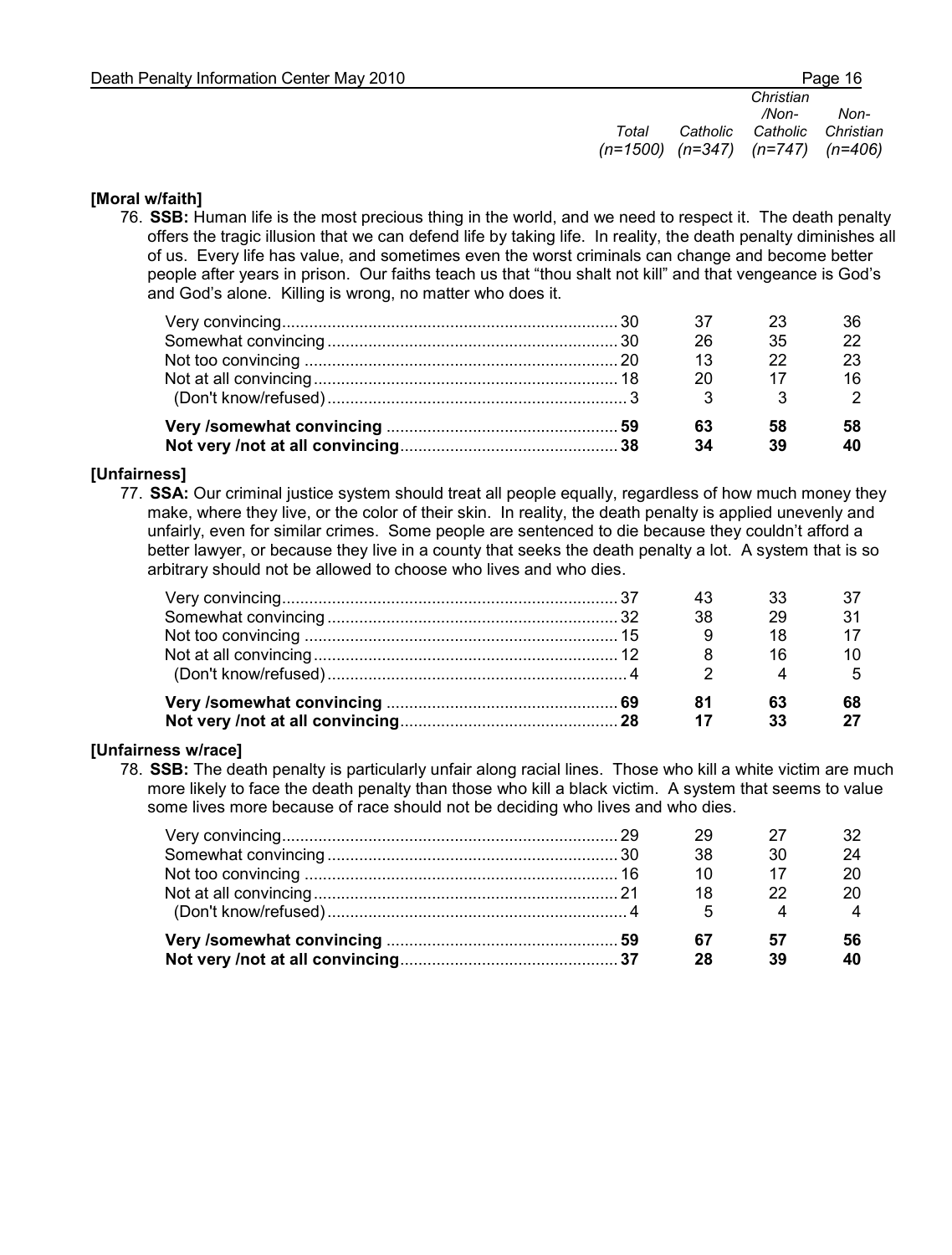**[Moral w/faith]**

76. **SSB:** Human life is the most precious thing in the world, and we need to respect it. The death penalty offers the tragic illusion that we can defend life by taking life. In reality, the death penalty diminishes all of us. Every life has value, and sometimes even the worst criminals can change and become better people after years in prison. Our faiths teach us that "thou shalt not kill" and that vengeance is God's and God's alone. Killing is wrong, no matter who does it.

| | *Total (n=1500)* | *Catholic (n=347)* | *Christian /Non-Catholic (n=747)* | *Non-Christian (n=406)* |
|---|---|---|---|---|
| Very convincing | 30 | 37 | 23 | 36 |
| Somewhat convincing | 30 | 26 | 35 | 22 |
| Not too convincing | 20 | 13 | 22 | 23 |
| Not at all convincing | 18 | 20 | 17 | 16 |
| (Don't know/refused) | 3 | 3 | 3 | 2 |
| **Very /somewhat convincing** | **59** | **63** | **58** | **58** |
| **Not very /not at all convincing** | **38** | **34** | **39** | **40** |

**[Unfairness]**

77. **SSA:** Our criminal justice system should treat all people equally, regardless of how much money they make, where they live, or the color of their skin. In reality, the death penalty is applied unevenly and unfairly, even for similar crimes. Some people are sentenced to die because they couldn't afford a better lawyer, or because they live in a county that seeks the death penalty a lot. A system that is so arbitrary should not be allowed to choose who lives and who dies.

| | *Total (n=1500)* | *Catholic (n=347)* | *Christian /Non-Catholic (n=747)* | *Non-Christian (n=406)* |
|---|---|---|---|---|
| Very convincing | 37 | 43 | 33 | 37 |
| Somewhat convincing | 32 | 38 | 29 | 31 |
| Not too convincing | 15 | 9 | 18 | 17 |
| Not at all convincing | 12 | 8 | 16 | 10 |
| (Don't know/refused) | 4 | 2 | 4 | 5 |
| **Very /somewhat convincing** | **69** | **81** | **63** | **68** |
| **Not very /not at all convincing** | **28** | **17** | **33** | **27** |

**[Unfairness w/race]**

78. **SSB:** The death penalty is particularly unfair along racial lines. Those who kill a white victim are much more likely to face the death penalty than those who kill a black victim. A system that seems to value some lives more because of race should not be deciding who lives and who dies.

| | *Total (n=1500)* | *Catholic (n=347)* | *Christian /Non-Catholic (n=747)* | *Non-Christian (n=406)* |
|---|---|---|---|---|
| Very convincing | 29 | 29 | 27 | 32 |
| Somewhat convincing | 30 | 38 | 30 | 24 |
| Not too convincing | 16 | 10 | 17 | 20 |
| Not at all convincing | 21 | 18 | 22 | 20 |
| (Don't know/refused) | 4 | 5 | 4 | 4 |
| **Very /somewhat convincing** | **59** | **67** | **57** | **56** |
| **Not very /not at all convincing** | **37** | **28** | **39** | **40** |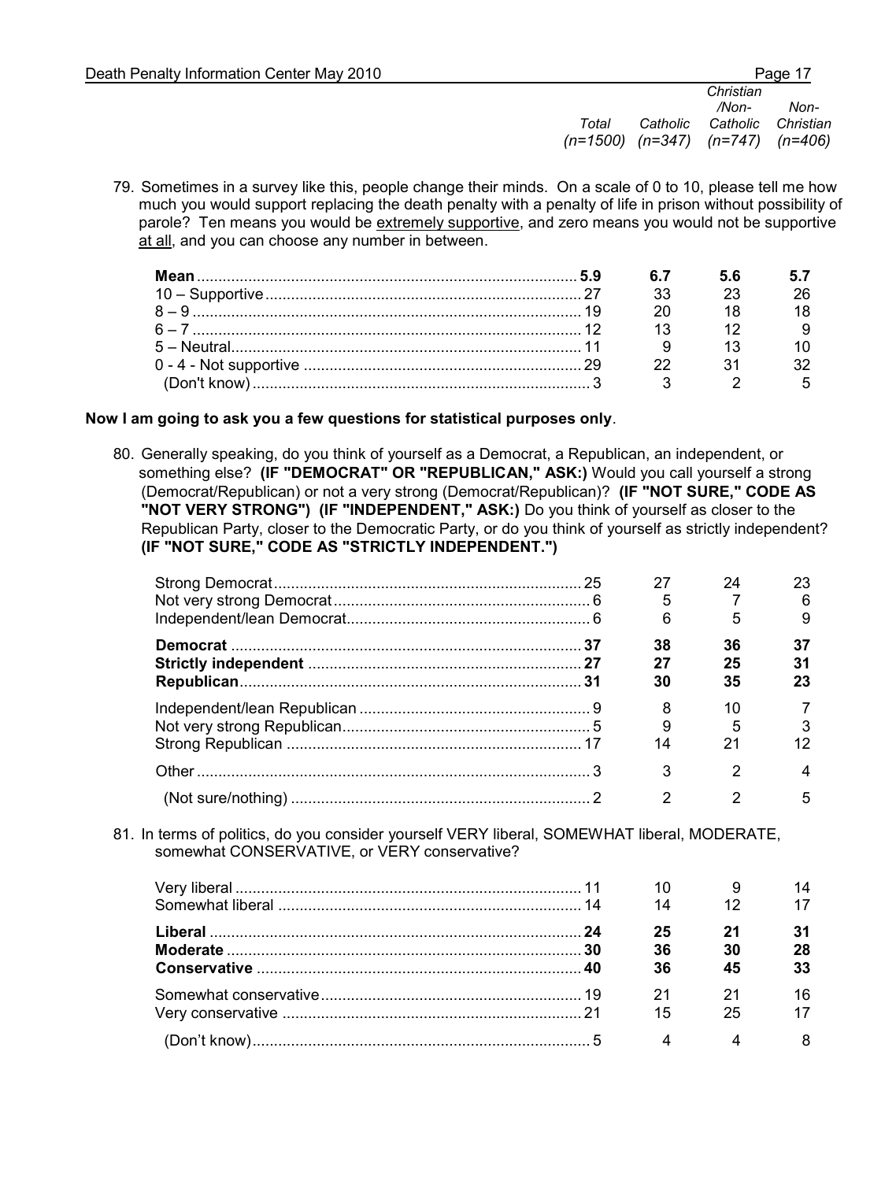79. Sometimes in a survey like this, people change their minds. On a scale of 0 to 10, please tell me how much you would support replacing the death penalty with a penalty of life in prison without possibility of parole? Ten means you would be extremely supportive, and zero means you would not be supportive at all, and you can choose any number in between.

| | Total (n=1500) | Catholic (n=347) | Christian /Non-Catholic (n=747) | Non-Christian (n=406) |
|---|---|---|---|---|
| **Mean** | **5.9** | **6.7** | **5.6** | **5.7** |
| 10 – Supportive | 27 | 33 | 23 | 26 |
| 8 – 9 | 19 | 20 | 18 | 18 |
| 6 – 7 | 12 | 13 | 12 | 9 |
| 5 – Neutral | 11 | 9 | 13 | 10 |
| 0 - 4 - Not supportive | 29 | 22 | 31 | 32 |
| (Don't know) | 3 | 3 | 2 | 5 |

**Now I am going to ask you a few questions for statistical purposes only**.

80. Generally speaking, do you think of yourself as a Democrat, a Republican, an independent, or something else? **(IF "DEMOCRAT" OR "REPUBLICAN," ASK:)** Would you call yourself a strong (Democrat/Republican) or not a very strong (Democrat/Republican)? **(IF "NOT SURE," CODE AS "NOT VERY STRONG") (IF "INDEPENDENT," ASK:)** Do you think of yourself as closer to the Republican Party, closer to the Democratic Party, or do you think of yourself as strictly independent? **(IF "NOT SURE," CODE AS "STRICTLY INDEPENDENT.")**

| | Total (n=1500) | Catholic (n=347) | Christian /Non-Catholic (n=747) | Non-Christian (n=406) |
|---|---|---|---|---|
| Strong Democrat | 25 | 27 | 24 | 23 |
| Not very strong Democrat | 6 | 5 | 7 | 6 |
| Independent/lean Democrat | 6 | 6 | 5 | 9 |
| **Democrat** | **37** | **38** | **36** | **37** |
| **Strictly independent** | **27** | **27** | **25** | **31** |
| **Republican** | **31** | **30** | **35** | **23** |
| Independent/lean Republican | 9 | 8 | 10 | 7 |
| Not very strong Republican | 5 | 9 | 5 | 3 |
| Strong Republican | 17 | 14 | 21 | 12 |
| Other | 3 | 3 | 2 | 4 |
| (Not sure/nothing) | 2 | 2 | 2 | 5 |

81. In terms of politics, do you consider yourself VERY liberal, SOMEWHAT liberal, MODERATE, somewhat CONSERVATIVE, or VERY conservative?

| | Total (n=1500) | Catholic (n=347) | Christian /Non-Catholic (n=747) | Non-Christian (n=406) |
|---|---|---|---|---|
| Very liberal | 11 | 10 | 9 | 14 |
| Somewhat liberal | 14 | 14 | 12 | 17 |
| **Liberal** | **24** | **25** | **21** | **31** |
| **Moderate** | **30** | **36** | **30** | **28** |
| **Conservative** | **40** | **36** | **45** | **33** |
| Somewhat conservative | 19 | 21 | 21 | 16 |
| Very conservative | 21 | 15 | 25 | 17 |
| (Don't know) | 5 | 4 | 4 | 8 |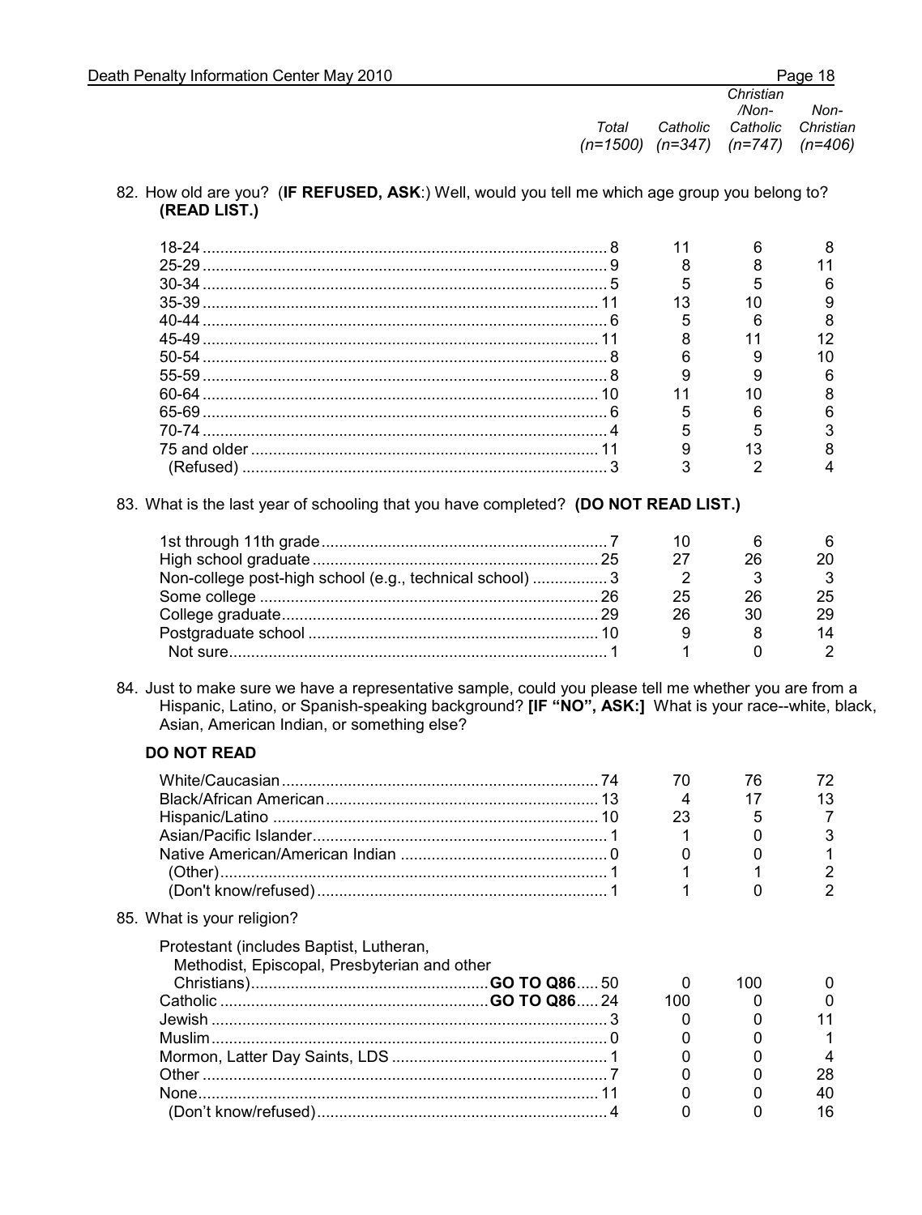| | Total (n=1500) | Catholic (n=347) | Christian /Non-Catholic (n=747) | Non-Christian (n=406) |
|---|---|---|---|---|

82. How old are you? (**IF REFUSED, ASK**:) Well, would you tell me which age group you belong to? **(READ LIST.)**

| | Total | Catholic | Christian /Non-Catholic | Non-Christian |
|---|---|---|---|---|
| 18-24 | 8 | 11 | 6 | 8 |
| 25-29 | 9 | 8 | 8 | 11 |
| 30-34 | 5 | 5 | 5 | 6 |
| 35-39 | 11 | 13 | 10 | 9 |
| 40-44 | 6 | 5 | 6 | 8 |
| 45-49 | 11 | 8 | 11 | 12 |
| 50-54 | 8 | 6 | 9 | 10 |
| 55-59 | 8 | 9 | 9 | 6 |
| 60-64 | 10 | 11 | 10 | 8 |
| 65-69 | 6 | 5 | 6 | 6 |
| 70-74 | 4 | 5 | 5 | 3 |
| 75 and older | 11 | 9 | 13 | 8 |
| (Refused) | 3 | 3 | 2 | 4 |

83. What is the last year of schooling that you have completed? **(DO NOT READ LIST.)**

| | Total | Catholic | Christian /Non-Catholic | Non-Christian |
|---|---|---|---|---|
| 1st through 11th grade | 7 | 10 | 6 | 6 |
| High school graduate | 25 | 27 | 26 | 20 |
| Non-college post-high school (e.g., technical school) | 3 | 2 | 3 | 3 |
| Some college | 26 | 25 | 26 | 25 |
| College graduate | 29 | 26 | 30 | 29 |
| Postgraduate school | 10 | 9 | 8 | 14 |
| Not sure | 1 | 1 | 0 | 2 |

84. Just to make sure we have a representative sample, could you please tell me whether you are from a Hispanic, Latino, or Spanish-speaking background? **[IF "NO", ASK:]** What is your race--white, black, Asian, American Indian, or something else?

**DO NOT READ**

| | Total | Catholic | Christian /Non-Catholic | Non-Christian |
|---|---|---|---|---|
| White/Caucasian | 74 | 70 | 76 | 72 |
| Black/African American | 13 | 4 | 17 | 13 |
| Hispanic/Latino | 10 | 23 | 5 | 7 |
| Asian/Pacific Islander | 1 | 1 | 0 | 3 |
| Native American/American Indian | 0 | 0 | 0 | 1 |
| (Other) | 1 | 1 | 1 | 2 |
| (Don't know/refused) | 1 | 1 | 0 | 2 |

85. What is your religion?

| | Total | Catholic | Christian /Non-Catholic | Non-Christian |
|---|---|---|---|---|
| Protestant (includes Baptist, Lutheran, Methodist, Episcopal, Presbyterian and other Christians) **GO TO Q86** | 50 | 0 | 100 | 0 |
| Catholic **GO TO Q86** | 24 | 100 | 0 | 0 |
| Jewish | 3 | 0 | 0 | 11 |
| Muslim | 0 | 0 | 0 | 1 |
| Mormon, Latter Day Saints, LDS | 1 | 0 | 0 | 4 |
| Other | 7 | 0 | 0 | 28 |
| None | 11 | 0 | 0 | 40 |
| (Don't know/refused) | 4 | 0 | 0 | 16 |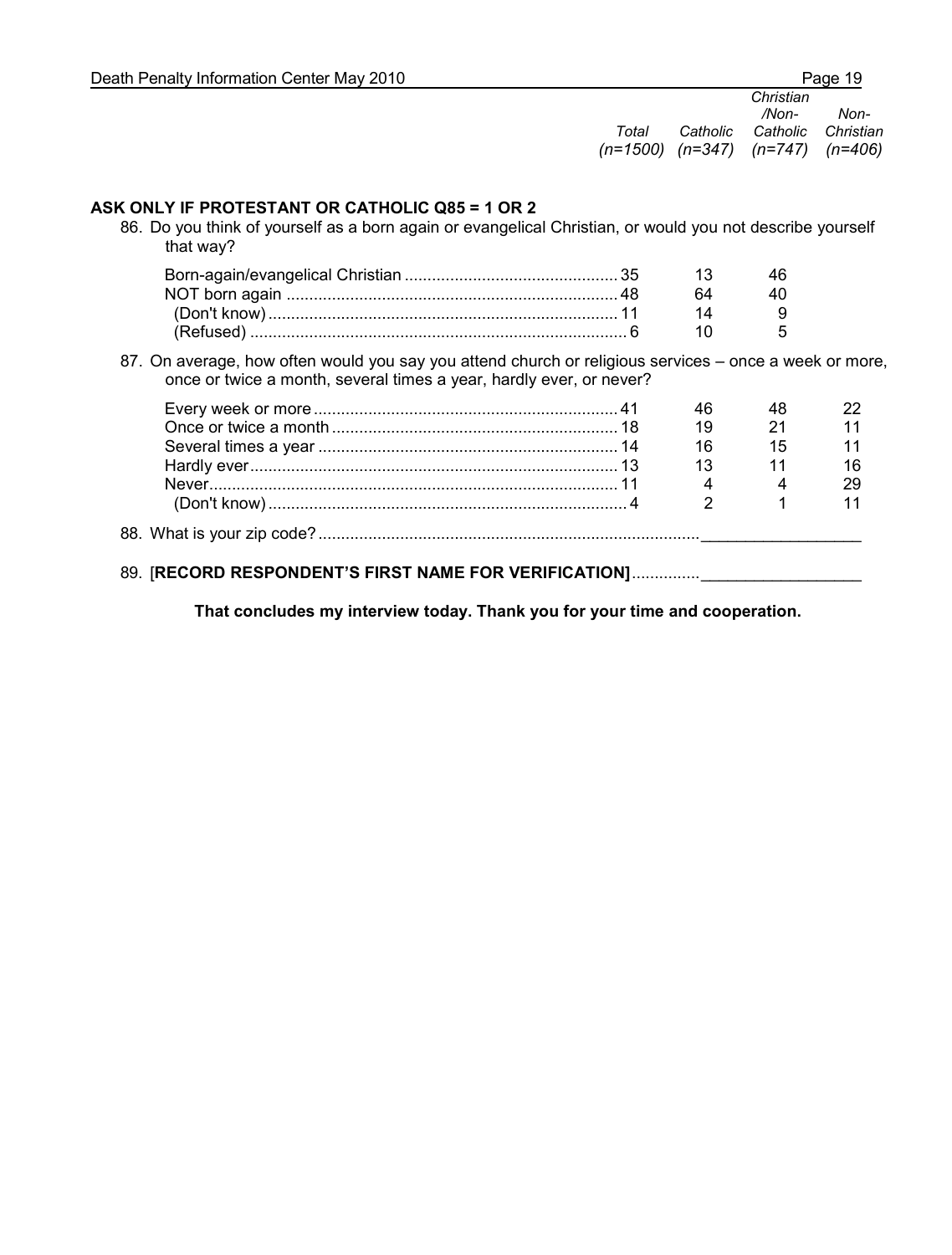**ASK ONLY IF PROTESTANT OR CATHOLIC Q85 = 1 OR 2**

86. Do you think of yourself as a born again or evangelical Christian, or would you not describe yourself that way?

| | *Total (n=1500)* | *Catholic (n=347)* | *Christian /Non-Catholic (n=747)* | *Non-Christian (n=406)* |
|---|---|---|---|---|
| Born-again/evangelical Christian | 35 | 13 | 46 | |
| NOT born again | 48 | 64 | 40 | |
| (Don't know) | 11 | 14 | 9 | |
| (Refused) | 6 | 10 | 5 | |

87. On average, how often would you say you attend church or religious services – once a week or more, once or twice a month, several times a year, hardly ever, or never?

| | *Total (n=1500)* | *Catholic (n=347)* | *Christian /Non-Catholic (n=747)* | *Non-Christian (n=406)* |
|---|---|---|---|---|
| Every week or more | 41 | 46 | 48 | 22 |
| Once or twice a month | 18 | 19 | 21 | 11 |
| Several times a year | 14 | 16 | 15 | 11 |
| Hardly ever | 13 | 13 | 11 | 16 |
| Never | 11 | 4 | 4 | 29 |
| (Don't know) | 4 | 2 | 1 | 11 |

88. What is your zip code? ____________________

89. [**RECORD RESPONDENT'S FIRST NAME FOR VERIFICATION]** ____________________

**That concludes my interview today. Thank you for your time and cooperation.**